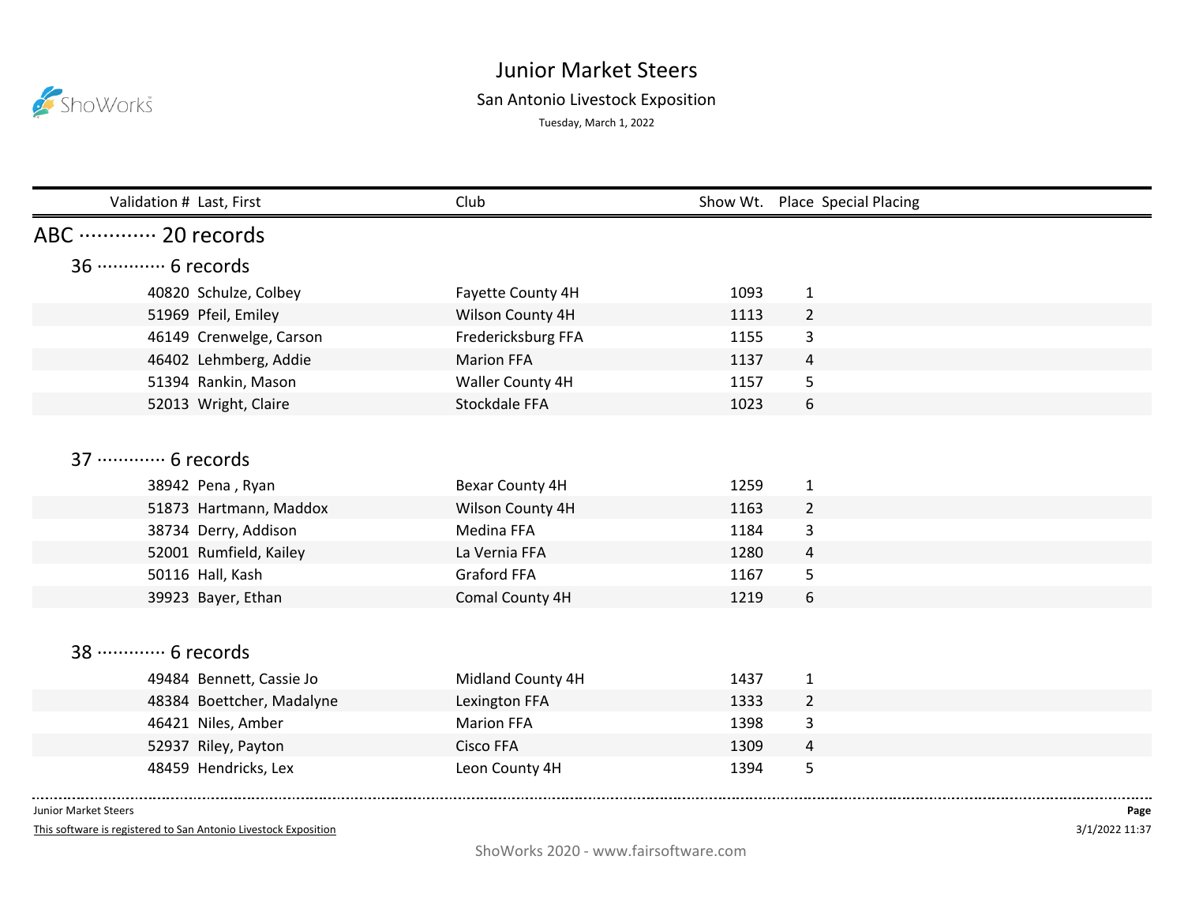# Junior Market Steers

## San Antonio Livestock Exposition

Tuesday, March 1, 2022

| Validation # | Last, First | Club | Show Wt. | Place | Special Placing |
|---|---|---|---|---|---|

## ABC ············· 20 records

### 36 ············· 6 records

| Validation # | Last, First | Club | Show Wt. | Place | Special Placing |
|---|---|---|---|---|---|
| 40820 | Schulze, Colbey | Fayette County 4H | 1093 | 1 | |
| 51969 | Pfeil, Emiley | Wilson County 4H | 1113 | 2 | |
| 46149 | Crenwelge, Carson | Fredericksburg FFA | 1155 | 3 | |
| 46402 | Lehmberg, Addie | Marion FFA | 1137 | 4 | |
| 51394 | Rankin, Mason | Waller County 4H | 1157 | 5 | |
| 52013 | Wright, Claire | Stockdale FFA | 1023 | 6 | |

### 37 ············· 6 records

| Validation # | Last, First | Club | Show Wt. | Place | Special Placing |
|---|---|---|---|---|---|
| 38942 | Pena , Ryan | Bexar County 4H | 1259 | 1 | |
| 51873 | Hartmann, Maddox | Wilson County 4H | 1163 | 2 | |
| 38734 | Derry, Addison | Medina FFA | 1184 | 3 | |
| 52001 | Rumfield, Kailey | La Vernia FFA | 1280 | 4 | |
| 50116 | Hall, Kash | Graford FFA | 1167 | 5 | |
| 39923 | Bayer, Ethan | Comal County 4H | 1219 | 6 | |

### 38 ············· 6 records

| Validation # | Last, First | Club | Show Wt. | Place | Special Placing |
|---|---|---|---|---|---|
| 49484 | Bennett, Cassie Jo | Midland County 4H | 1437 | 1 | |
| 48384 | Boettcher, Madalyne | Lexington FFA | 1333 | 2 | |
| 46421 | Niles, Amber | Marion FFA | 1398 | 3 | |
| 52937 | Riley, Payton | Cisco FFA | 1309 | 4 | |
| 48459 | Hendricks, Lex | Leon County 4H | 1394 | 5 | |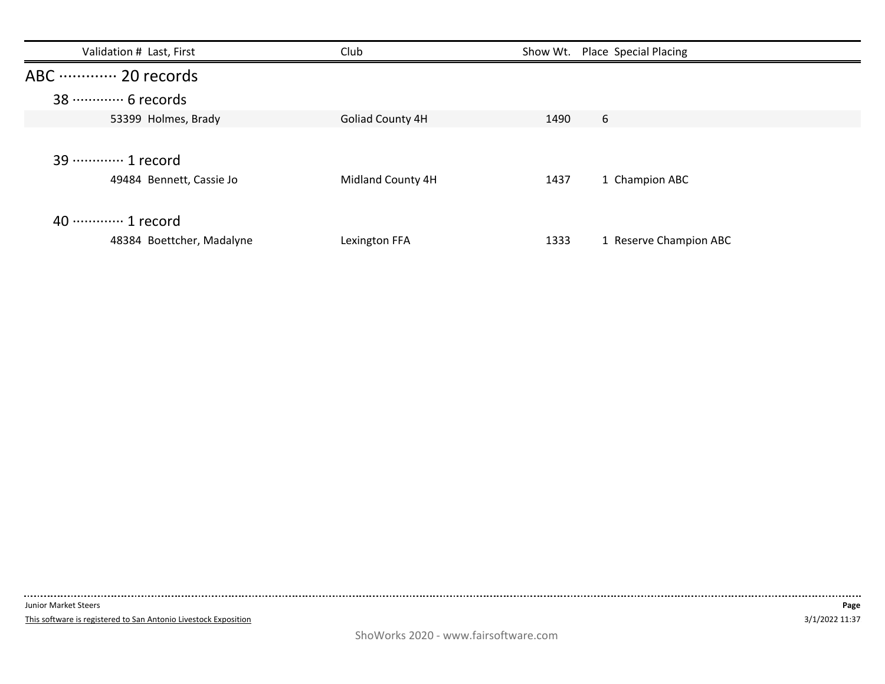| Validation # | Last, First | Club | Show Wt. | Place | Special Placing |
|---|---|---|---|---|---|

## ABC ············· 20 records

### 38 ············· 6 records

| Validation # | Last, First | Club | Show Wt. | Place | Special Placing |
|---|---|---|---|---|---|
| 53399 | Holmes, Brady | Goliad County 4H | 1490 | 6 | |

### 39 ············· 1 record

| Validation # | Last, First | Club | Show Wt. | Place | Special Placing |
|---|---|---|---|---|---|
| 49484 | Bennett, Cassie Jo | Midland County 4H | 1437 | 1 | Champion ABC |

### 40 ············· 1 record

| Validation # | Last, First | Club | Show Wt. | Place | Special Placing |
|---|---|---|---|---|---|
| 48384 | Boettcher, Madalyne | Lexington FFA | 1333 | 1 | Reserve Champion ABC |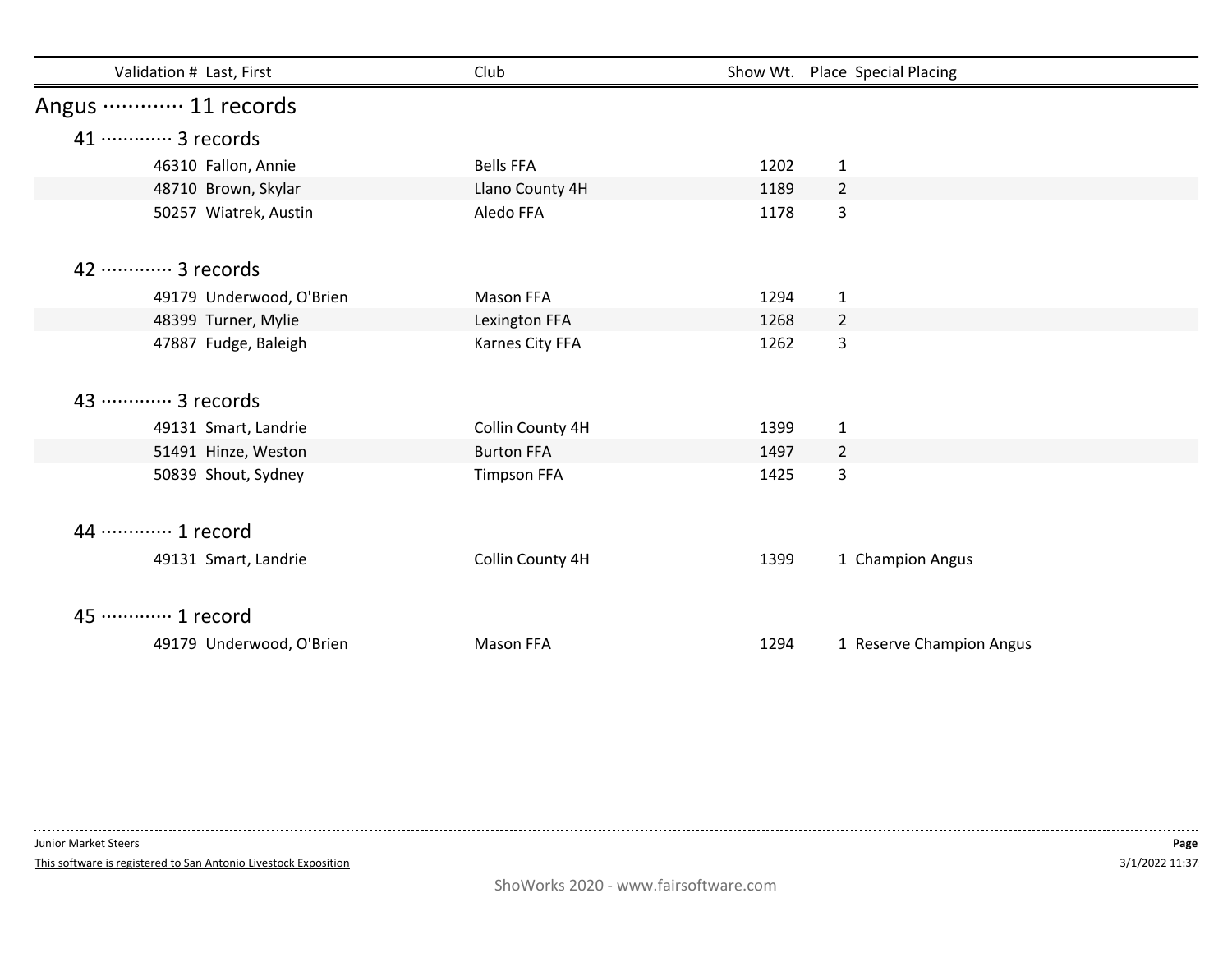| Validation # | Last, First | Club | Show Wt. | Place | Special Placing |
|---|---|---|---|---|---|

## Angus ············· 11 records

### 41 ············· 3 records

| Validation # | Last, First | Club | Show Wt. | Place | Special Placing |
|---|---|---|---|---|---|
| 46310 | Fallon, Annie | Bells FFA | 1202 | 1 | |
| 48710 | Brown, Skylar | Llano County 4H | 1189 | 2 | |
| 50257 | Wiatrek, Austin | Aledo FFA | 1178 | 3 | |

### 42 ············· 3 records

| Validation # | Last, First | Club | Show Wt. | Place | Special Placing |
|---|---|---|---|---|---|
| 49179 | Underwood, O'Brien | Mason FFA | 1294 | 1 | |
| 48399 | Turner, Mylie | Lexington FFA | 1268 | 2 | |
| 47887 | Fudge, Baleigh | Karnes City FFA | 1262 | 3 | |

### 43 ············· 3 records

| Validation # | Last, First | Club | Show Wt. | Place | Special Placing |
|---|---|---|---|---|---|
| 49131 | Smart, Landrie | Collin County 4H | 1399 | 1 | |
| 51491 | Hinze, Weston | Burton FFA | 1497 | 2 | |
| 50839 | Shout, Sydney | Timpson FFA | 1425 | 3 | |

### 44 ············· 1 record

| Validation # | Last, First | Club | Show Wt. | Place | Special Placing |
|---|---|---|---|---|---|
| 49131 | Smart, Landrie | Collin County 4H | 1399 | 1 | Champion Angus |

### 45 ············· 1 record

| Validation # | Last, First | Club | Show Wt. | Place | Special Placing |
|---|---|---|---|---|---|
| 49179 | Underwood, O'Brien | Mason FFA | 1294 | 1 | Reserve Champion Angus |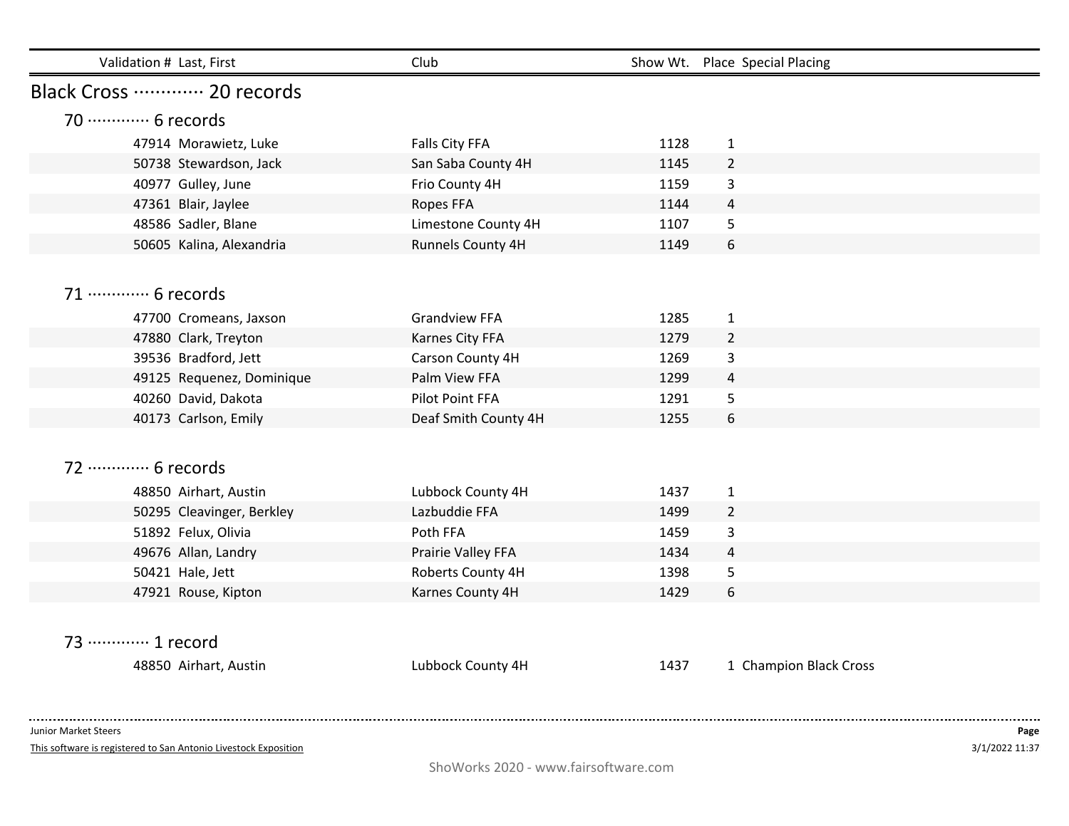| Validation # | Last, First | Club | Show Wt. | Place | Special Placing |
|---|---|---|---|---|---|

## Black Cross ············ 20 records

### 70 ············ 6 records

| Validation # | Last, First | Club | Show Wt. | Place | Special Placing |
|---|---|---|---|---|---|
| 47914 | Morawietz, Luke | Falls City FFA | 1128 | 1 | |
| 50738 | Stewardson, Jack | San Saba County 4H | 1145 | 2 | |
| 40977 | Gulley, June | Frio County 4H | 1159 | 3 | |
| 47361 | Blair, Jaylee | Ropes FFA | 1144 | 4 | |
| 48586 | Sadler, Blane | Limestone County 4H | 1107 | 5 | |
| 50605 | Kalina, Alexandria | Runnels County 4H | 1149 | 6 | |

### 71 ············ 6 records

| Validation # | Last, First | Club | Show Wt. | Place | Special Placing |
|---|---|---|---|---|---|
| 47700 | Cromeans, Jaxson | Grandview FFA | 1285 | 1 | |
| 47880 | Clark, Treyton | Karnes City FFA | 1279 | 2 | |
| 39536 | Bradford, Jett | Carson County 4H | 1269 | 3 | |
| 49125 | Requenez, Dominique | Palm View FFA | 1299 | 4 | |
| 40260 | David, Dakota | Pilot Point FFA | 1291 | 5 | |
| 40173 | Carlson, Emily | Deaf Smith County 4H | 1255 | 6 | |

### 72 ············ 6 records

| Validation # | Last, First | Club | Show Wt. | Place | Special Placing |
|---|---|---|---|---|---|
| 48850 | Airhart, Austin | Lubbock County 4H | 1437 | 1 | |
| 50295 | Cleavinger, Berkley | Lazbuddie FFA | 1499 | 2 | |
| 51892 | Felux, Olivia | Poth FFA | 1459 | 3 | |
| 49676 | Allan, Landry | Prairie Valley FFA | 1434 | 4 | |
| 50421 | Hale, Jett | Roberts County 4H | 1398 | 5 | |
| 47921 | Rouse, Kipton | Karnes County 4H | 1429 | 6 | |

### 73 ············ 1 record

| Validation # | Last, First | Club | Show Wt. | Place | Special Placing |
|---|---|---|---|---|---|
| 48850 | Airhart, Austin | Lubbock County 4H | 1437 | 1 | Champion Black Cross |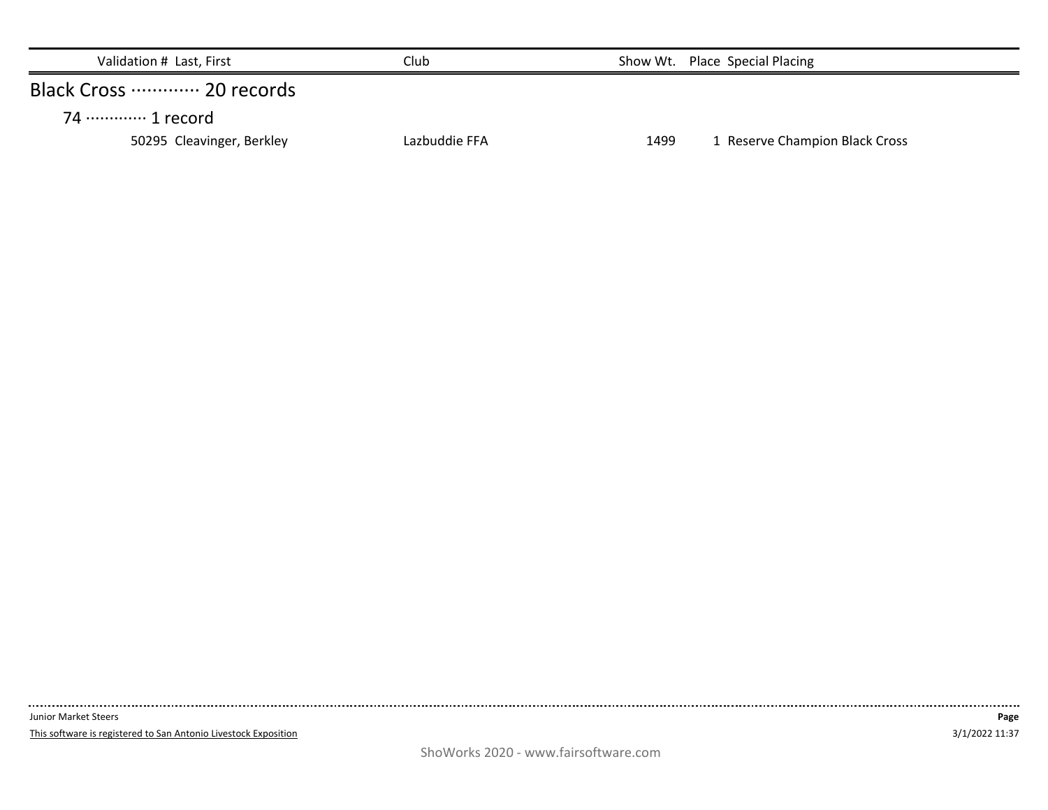| Validation # | Last, First | Club | Show Wt. | Place | Special Placing |
|---|---|---|---|---|---|

## Black Cross ············ 20 records

### 74 ············ 1 record

| Validation # | Last, First | Club | Show Wt. | Place | Special Placing |
|---|---|---|---|---|---|
| 50295 | Cleavinger, Berkley | Lazbuddie FFA | 1499 | 1 | Reserve Champion Black Cross |

Junior Market Steers

This software is registered to San Antonio Livestock Exposition

3/1/2022 11:37

ShoWorks 2020 - www.fairsoftware.com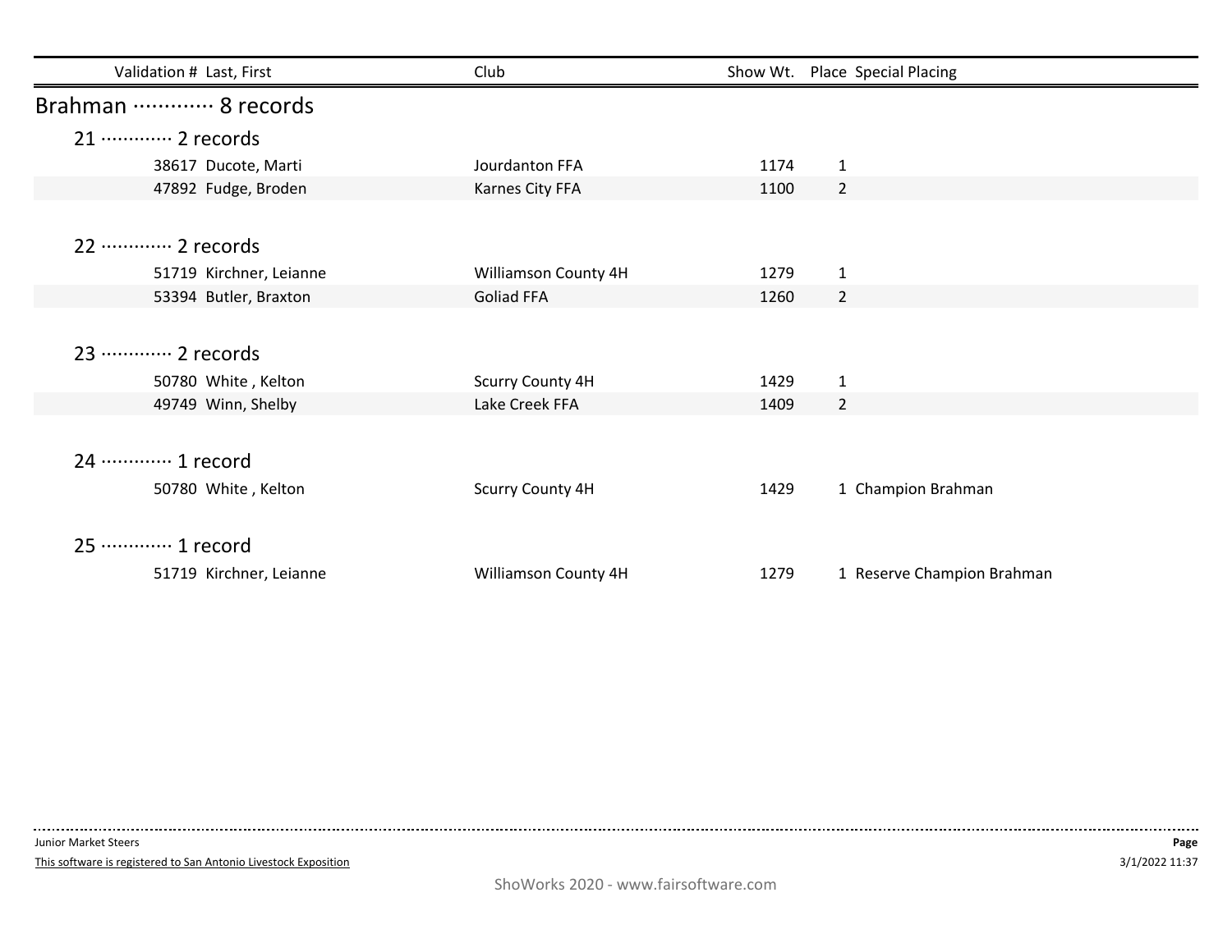| Validation # | Last, First | Club | Show Wt. | Place | Special Placing |
|---|---|---|---|---|---|

## Brahman ············· 8 records

### 21 ············· 2 records

| Validation # | Last, First | Club | Show Wt. | Place | Special Placing |
|---|---|---|---|---|---|
| 38617 | Ducote, Marti | Jourdanton FFA | 1174 | 1 | |
| 47892 | Fudge, Broden | Karnes City FFA | 1100 | 2 | |

### 22 ············· 2 records

| Validation # | Last, First | Club | Show Wt. | Place | Special Placing |
|---|---|---|---|---|---|
| 51719 | Kirchner, Leianne | Williamson County 4H | 1279 | 1 | |
| 53394 | Butler, Braxton | Goliad FFA | 1260 | 2 | |

### 23 ············· 2 records

| Validation # | Last, First | Club | Show Wt. | Place | Special Placing |
|---|---|---|---|---|---|
| 50780 | White , Kelton | Scurry County 4H | 1429 | 1 | |
| 49749 | Winn, Shelby | Lake Creek FFA | 1409 | 2 | |

### 24 ············· 1 record

| Validation # | Last, First | Club | Show Wt. | Place | Special Placing |
|---|---|---|---|---|---|
| 50780 | White , Kelton | Scurry County 4H | 1429 | 1 | Champion Brahman |

### 25 ············· 1 record

| Validation # | Last, First | Club | Show Wt. | Place | Special Placing |
|---|---|---|---|---|---|
| 51719 | Kirchner, Leianne | Williamson County 4H | 1279 | 1 | Reserve Champion Brahman |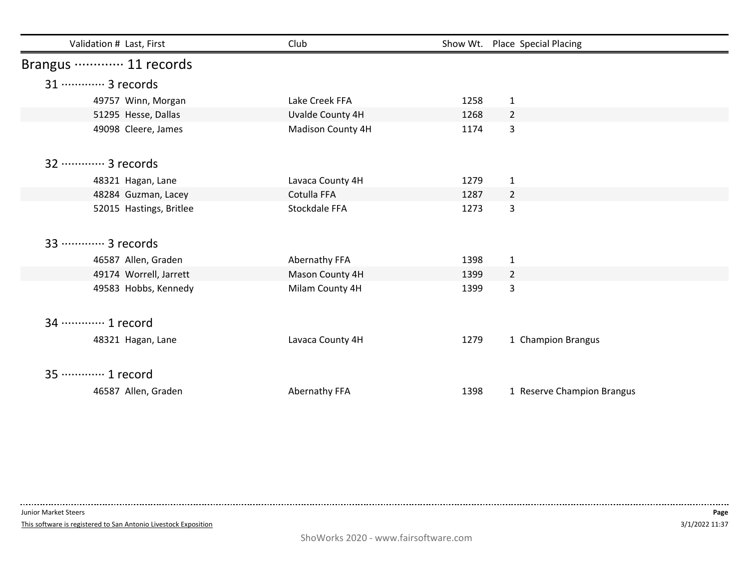| Validation # | Last, First | Club | Show Wt. | Place | Special Placing |
|---|---|---|---|---|---|

## Brangus ············· 11 records

### 31 ············· 3 records

| Validation # | Last, First | Club | Show Wt. | Place | Special Placing |
|---|---|---|---|---|---|
| 49757 | Winn, Morgan | Lake Creek FFA | 1258 | 1 | |
| 51295 | Hesse, Dallas | Uvalde County 4H | 1268 | 2 | |
| 49098 | Cleere, James | Madison County 4H | 1174 | 3 | |

### 32 ············· 3 records

| Validation # | Last, First | Club | Show Wt. | Place | Special Placing |
|---|---|---|---|---|---|
| 48321 | Hagan, Lane | Lavaca County 4H | 1279 | 1 | |
| 48284 | Guzman, Lacey | Cotulla FFA | 1287 | 2 | |
| 52015 | Hastings, Britlee | Stockdale FFA | 1273 | 3 | |

### 33 ············· 3 records

| Validation # | Last, First | Club | Show Wt. | Place | Special Placing |
|---|---|---|---|---|---|
| 46587 | Allen, Graden | Abernathy FFA | 1398 | 1 | |
| 49174 | Worrell, Jarrett | Mason County 4H | 1399 | 2 | |
| 49583 | Hobbs, Kennedy | Milam County 4H | 1399 | 3 | |

### 34 ············· 1 record

| Validation # | Last, First | Club | Show Wt. | Place | Special Placing |
|---|---|---|---|---|---|
| 48321 | Hagan, Lane | Lavaca County 4H | 1279 | 1 | Champion Brangus |

### 35 ············· 1 record

| Validation # | Last, First | Club | Show Wt. | Place | Special Placing |
|---|---|---|---|---|---|
| 46587 | Allen, Graden | Abernathy FFA | 1398 | 1 | Reserve Champion Brangus |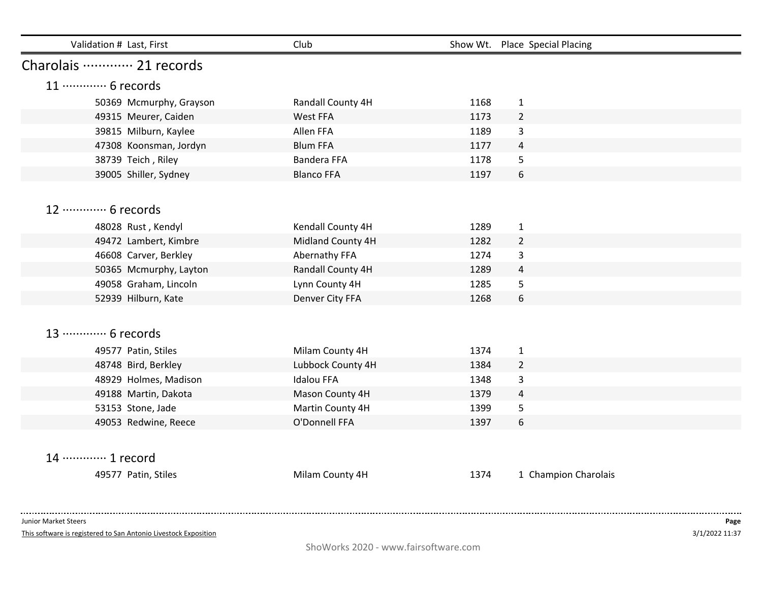| Validation # | Last, First | Club | Show Wt. | Place | Special Placing |
|---|---|---|---|---|---|

## Charolais ············· 21 records

### 11 ············· 6 records

| Validation # | Last, First | Club | Show Wt. | Place | Special Placing |
|---|---|---|---|---|---|
| 50369 | Mcmurphy, Grayson | Randall County 4H | 1168 | 1 | |
| 49315 | Meurer, Caiden | West FFA | 1173 | 2 | |
| 39815 | Milburn, Kaylee | Allen FFA | 1189 | 3 | |
| 47308 | Koonsman, Jordyn | Blum FFA | 1177 | 4 | |
| 38739 | Teich , Riley | Bandera FFA | 1178 | 5 | |
| 39005 | Shiller, Sydney | Blanco FFA | 1197 | 6 | |

### 12 ············· 6 records

| Validation # | Last, First | Club | Show Wt. | Place | Special Placing |
|---|---|---|---|---|---|
| 48028 | Rust , Kendyl | Kendall County 4H | 1289 | 1 | |
| 49472 | Lambert, Kimbre | Midland County 4H | 1282 | 2 | |
| 46608 | Carver, Berkley | Abernathy FFA | 1274 | 3 | |
| 50365 | Mcmurphy, Layton | Randall County 4H | 1289 | 4 | |
| 49058 | Graham, Lincoln | Lynn County 4H | 1285 | 5 | |
| 52939 | Hilburn, Kate | Denver City FFA | 1268 | 6 | |

### 13 ············· 6 records

| Validation # | Last, First | Club | Show Wt. | Place | Special Placing |
|---|---|---|---|---|---|
| 49577 | Patin, Stiles | Milam County 4H | 1374 | 1 | |
| 48748 | Bird, Berkley | Lubbock County 4H | 1384 | 2 | |
| 48929 | Holmes, Madison | Idalou FFA | 1348 | 3 | |
| 49188 | Martin, Dakota | Mason County 4H | 1379 | 4 | |
| 53153 | Stone, Jade | Martin County 4H | 1399 | 5 | |
| 49053 | Redwine, Reece | O'Donnell FFA | 1397 | 6 | |

### 14 ············· 1 record

| Validation # | Last, First | Club | Show Wt. | Place | Special Placing |
|---|---|---|---|---|---|
| 49577 | Patin, Stiles | Milam County 4H | 1374 | 1 | Champion Charolais |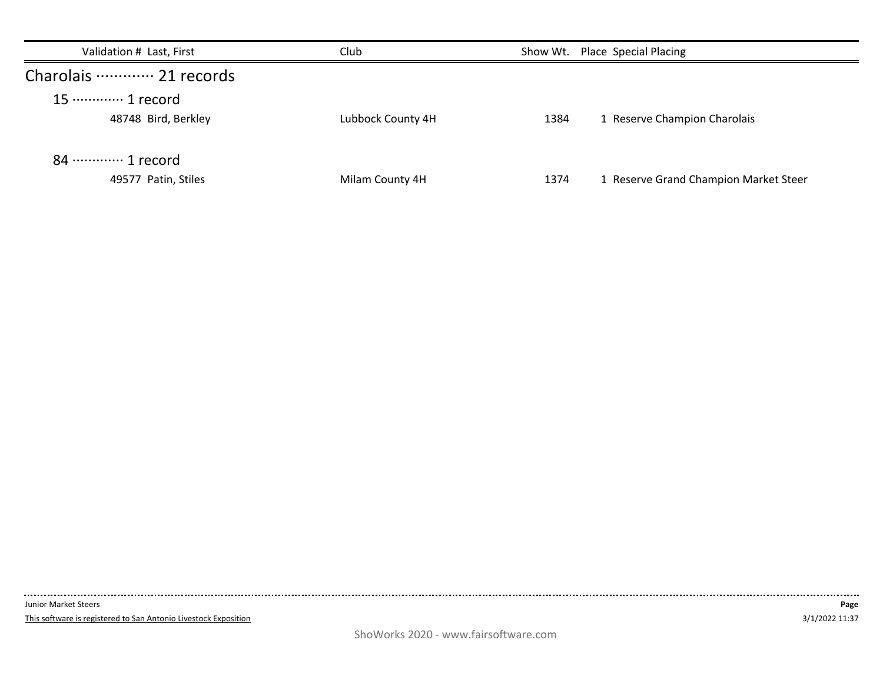| Validation # | Last, First | Club | Show Wt. | Place | Special Placing |
|---|---|---|---|---|---|

## Charolais ············· 21 records

### 15 ············· 1 record

| Validation # | Last, First | Club | Show Wt. | Place | Special Placing |
|---|---|---|---|---|---|
| 48748 | Bird, Berkley | Lubbock County 4H | 1384 | 1 | Reserve Champion Charolais |

### 84 ············· 1 record

| Validation # | Last, First | Club | Show Wt. | Place | Special Placing |
|---|---|---|---|---|---|
| 49577 | Patin, Stiles | Milam County 4H | 1374 | 1 | Reserve Grand Champion Market Steer |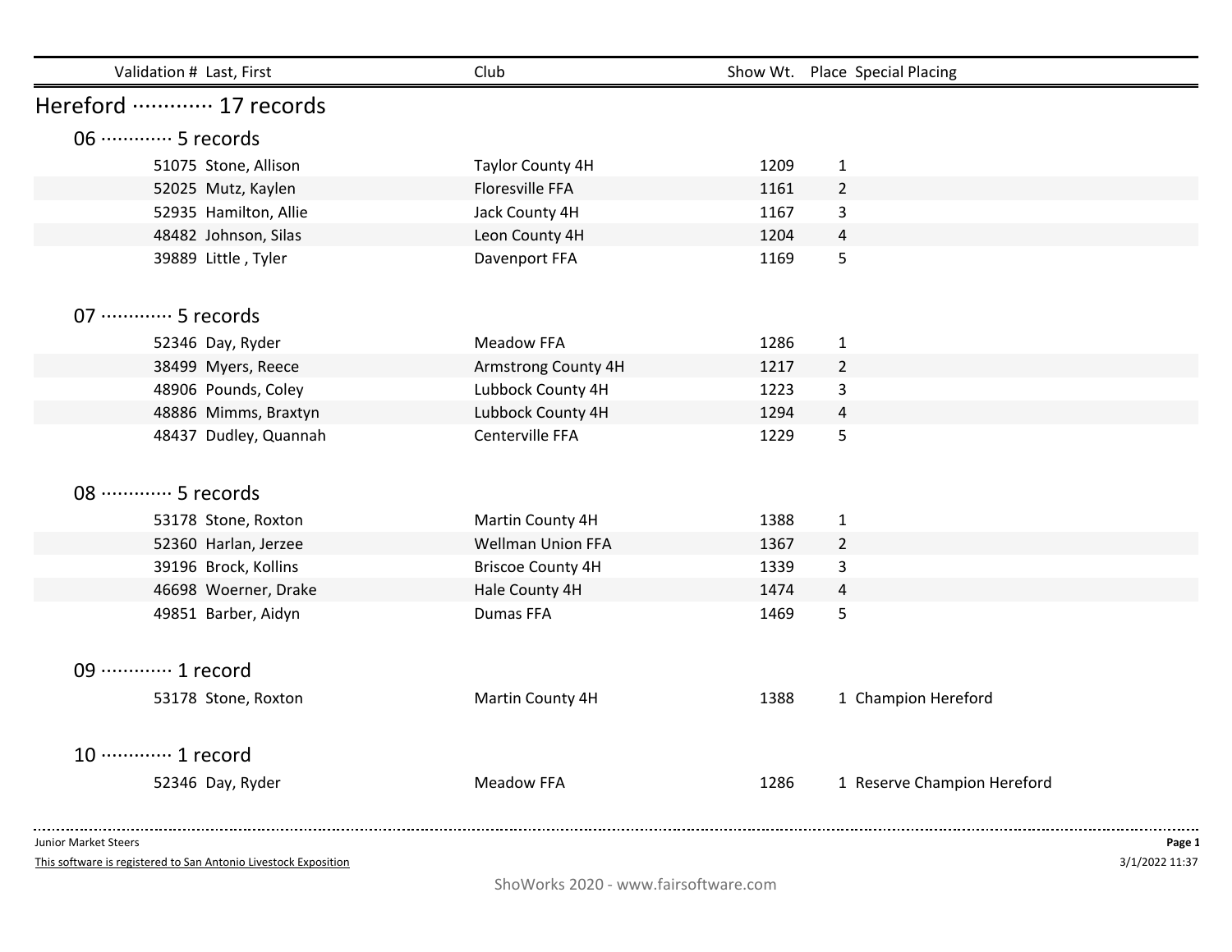| Validation # | Last, First | Club | Show Wt. | Place | Special Placing |
|---|---|---|---|---|---|

## Hereford ············· 17 records

### 06 ············· 5 records

| Validation # | Last, First | Club | Show Wt. | Place | Special Placing |
|---|---|---|---|---|---|
| 51075 | Stone, Allison | Taylor County 4H | 1209 | 1 | |
| 52025 | Mutz, Kaylen | Floresville FFA | 1161 | 2 | |
| 52935 | Hamilton, Allie | Jack County 4H | 1167 | 3 | |
| 48482 | Johnson, Silas | Leon County 4H | 1204 | 4 | |
| 39889 | Little , Tyler | Davenport FFA | 1169 | 5 | |

### 07 ············· 5 records

| Validation # | Last, First | Club | Show Wt. | Place | Special Placing |
|---|---|---|---|---|---|
| 52346 | Day, Ryder | Meadow FFA | 1286 | 1 | |
| 38499 | Myers, Reece | Armstrong County 4H | 1217 | 2 | |
| 48906 | Pounds, Coley | Lubbock County 4H | 1223 | 3 | |
| 48886 | Mimms, Braxtyn | Lubbock County 4H | 1294 | 4 | |
| 48437 | Dudley, Quannah | Centerville FFA | 1229 | 5 | |

### 08 ············· 5 records

| Validation # | Last, First | Club | Show Wt. | Place | Special Placing |
|---|---|---|---|---|---|
| 53178 | Stone, Roxton | Martin County 4H | 1388 | 1 | |
| 52360 | Harlan, Jerzee | Wellman Union FFA | 1367 | 2 | |
| 39196 | Brock, Kollins | Briscoe County 4H | 1339 | 3 | |
| 46698 | Woerner, Drake | Hale County 4H | 1474 | 4 | |
| 49851 | Barber, Aidyn | Dumas FFA | 1469 | 5 | |

### 09 ············· 1 record

| Validation # | Last, First | Club | Show Wt. | Place | Special Placing |
|---|---|---|---|---|---|
| 53178 | Stone, Roxton | Martin County 4H | 1388 | 1 | Champion Hereford |

### 10 ············· 1 record

| Validation # | Last, First | Club | Show Wt. | Place | Special Placing |
|---|---|---|---|---|---|
| 52346 | Day, Ryder | Meadow FFA | 1286 | 1 | Reserve Champion Hereford |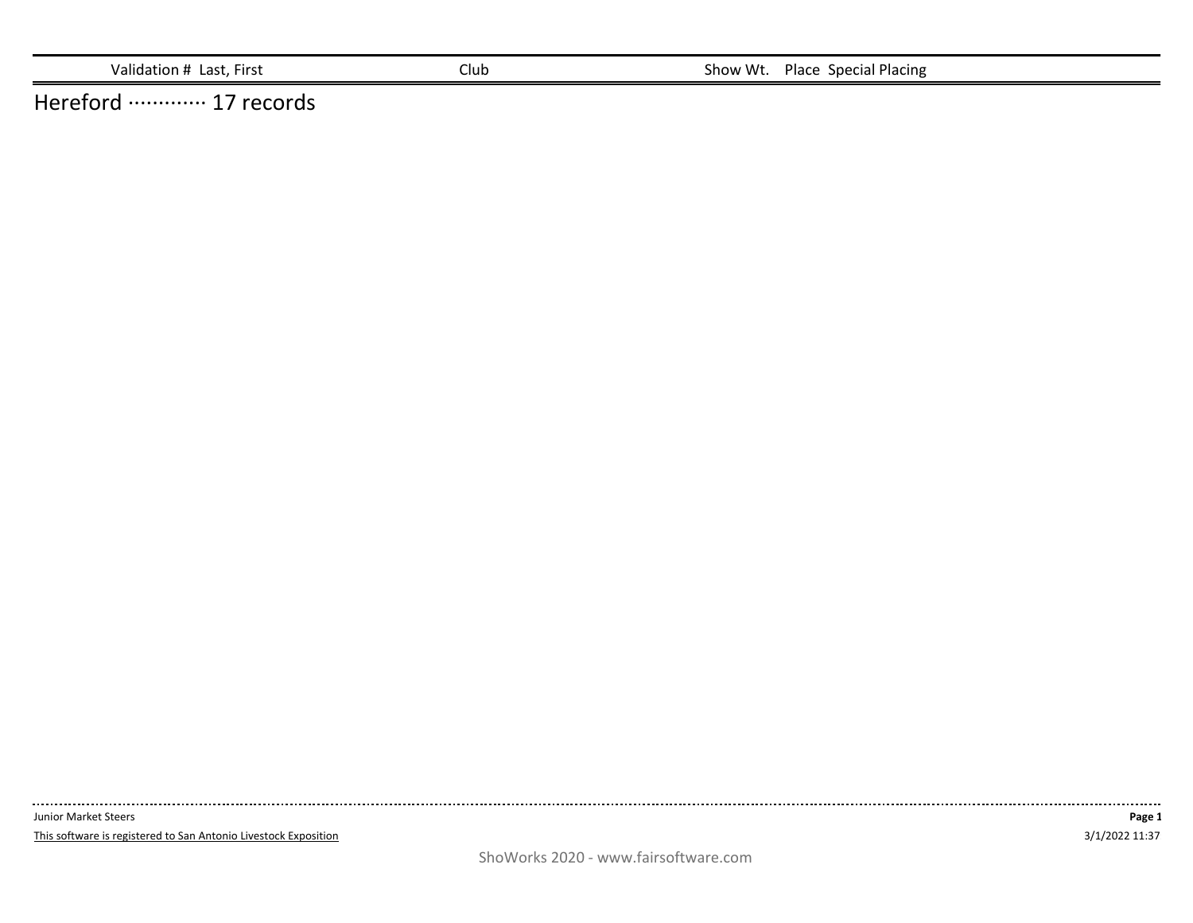| Validation # | Last, First | Club | Show Wt. | Place | Special Placing |
|---|---|---|---|---|---|

## Hereford ············ 17 records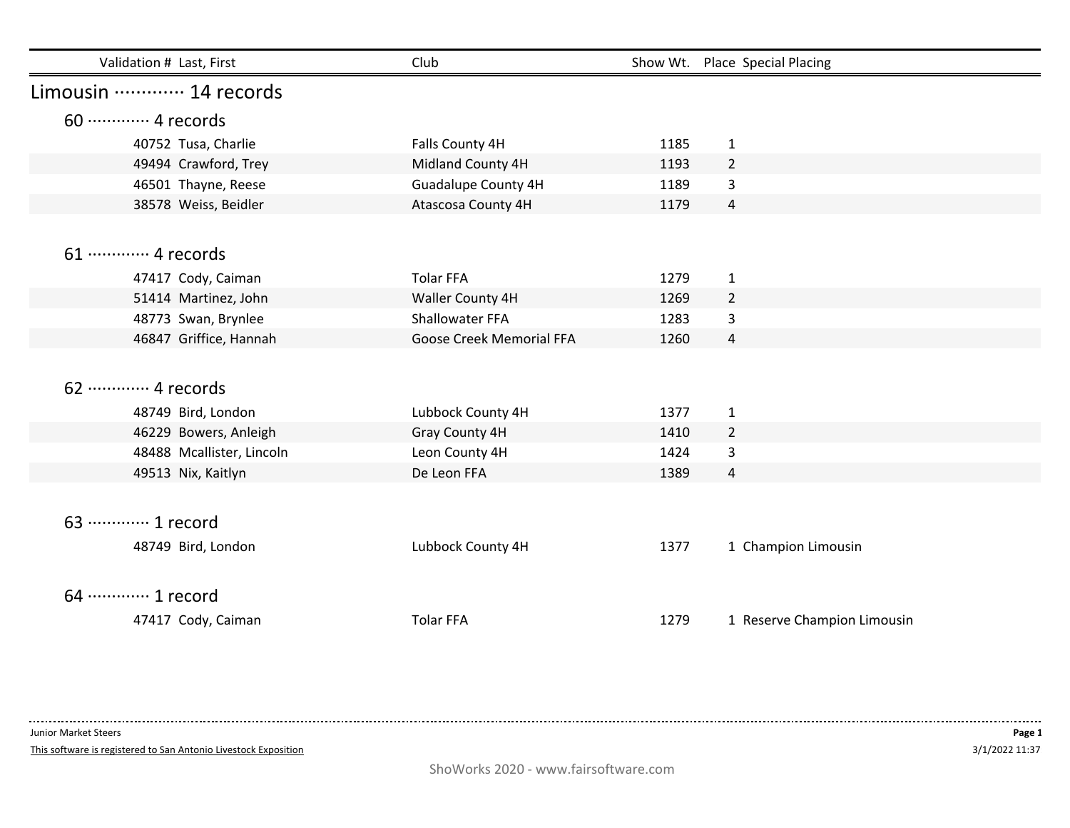| Validation # | Last, First | Club | Show Wt. | Place | Special Placing |
|---|---|---|---|---|---|

## Limousin ············· 14 records

### 60 ············· 4 records

| Validation # | Last, First | Club | Show Wt. | Place | Special Placing |
|---|---|---|---|---|---|
| 40752 | Tusa, Charlie | Falls County 4H | 1185 | 1 | |
| 49494 | Crawford, Trey | Midland County 4H | 1193 | 2 | |
| 46501 | Thayne, Reese | Guadalupe County 4H | 1189 | 3 | |
| 38578 | Weiss, Beidler | Atascosa County 4H | 1179 | 4 | |

### 61 ············· 4 records

| Validation # | Last, First | Club | Show Wt. | Place | Special Placing |
|---|---|---|---|---|---|
| 47417 | Cody, Caiman | Tolar FFA | 1279 | 1 | |
| 51414 | Martinez, John | Waller County 4H | 1269 | 2 | |
| 48773 | Swan, Brynlee | Shallowater FFA | 1283 | 3 | |
| 46847 | Griffice, Hannah | Goose Creek Memorial FFA | 1260 | 4 | |

### 62 ············· 4 records

| Validation # | Last, First | Club | Show Wt. | Place | Special Placing |
|---|---|---|---|---|---|
| 48749 | Bird, London | Lubbock County 4H | 1377 | 1 | |
| 46229 | Bowers, Anleigh | Gray County 4H | 1410 | 2 | |
| 48488 | Mcallister, Lincoln | Leon County 4H | 1424 | 3 | |
| 49513 | Nix, Kaitlyn | De Leon FFA | 1389 | 4 | |

### 63 ············· 1 record

| Validation # | Last, First | Club | Show Wt. | Place | Special Placing |
|---|---|---|---|---|---|
| 48749 | Bird, London | Lubbock County 4H | 1377 | 1 | Champion Limousin |

### 64 ············· 1 record

| Validation # | Last, First | Club | Show Wt. | Place | Special Placing |
|---|---|---|---|---|---|
| 47417 | Cody, Caiman | Tolar FFA | 1279 | 1 | Reserve Champion Limousin |

Junior Market Steers

This software is registered to San Antonio Livestock Exposition

3/1/2022 11:37

ShoWorks 2020 - www.fairsoftware.com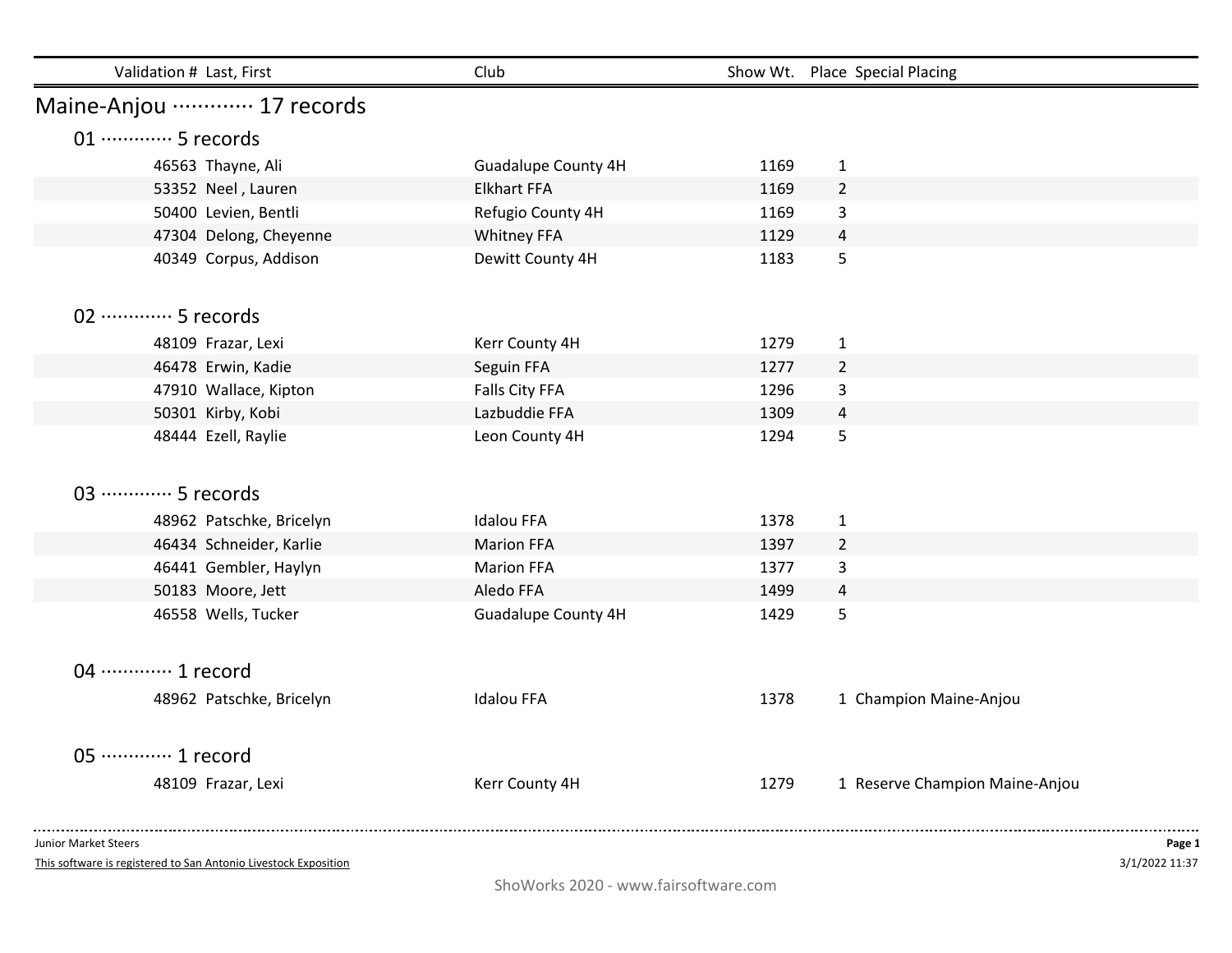| Validation # | Last, First | Club | Show Wt. | Place | Special Placing |
|---|---|---|---|---|---|

## Maine-Anjou ············· 17 records

### 01 ············· 5 records

| Validation # | Last, First | Club | Show Wt. | Place | Special Placing |
|---|---|---|---|---|---|
| 46563 | Thayne, Ali | Guadalupe County 4H | 1169 | 1 | |
| 53352 | Neel , Lauren | Elkhart FFA | 1169 | 2 | |
| 50400 | Levien, Bentli | Refugio County 4H | 1169 | 3 | |
| 47304 | Delong, Cheyenne | Whitney FFA | 1129 | 4 | |
| 40349 | Corpus, Addison | Dewitt County 4H | 1183 | 5 | |

### 02 ············· 5 records

| Validation # | Last, First | Club | Show Wt. | Place | Special Placing |
|---|---|---|---|---|---|
| 48109 | Frazar, Lexi | Kerr County 4H | 1279 | 1 | |
| 46478 | Erwin, Kadie | Seguin FFA | 1277 | 2 | |
| 47910 | Wallace, Kipton | Falls City FFA | 1296 | 3 | |
| 50301 | Kirby, Kobi | Lazbuddie FFA | 1309 | 4 | |
| 48444 | Ezell, Raylie | Leon County 4H | 1294 | 5 | |

### 03 ············· 5 records

| Validation # | Last, First | Club | Show Wt. | Place | Special Placing |
|---|---|---|---|---|---|
| 48962 | Patschke, Bricelyn | Idalou FFA | 1378 | 1 | |
| 46434 | Schneider, Karlie | Marion FFA | 1397 | 2 | |
| 46441 | Gembler, Haylyn | Marion FFA | 1377 | 3 | |
| 50183 | Moore, Jett | Aledo FFA | 1499 | 4 | |
| 46558 | Wells, Tucker | Guadalupe County 4H | 1429 | 5 | |

### 04 ············· 1 record

| Validation # | Last, First | Club | Show Wt. | Place | Special Placing |
|---|---|---|---|---|---|
| 48962 | Patschke, Bricelyn | Idalou FFA | 1378 | 1 | Champion Maine-Anjou |

### 05 ············· 1 record

| Validation # | Last, First | Club | Show Wt. | Place | Special Placing |
|---|---|---|---|---|---|
| 48109 | Frazar, Lexi | Kerr County 4H | 1279 | 1 | Reserve Champion Maine-Anjou |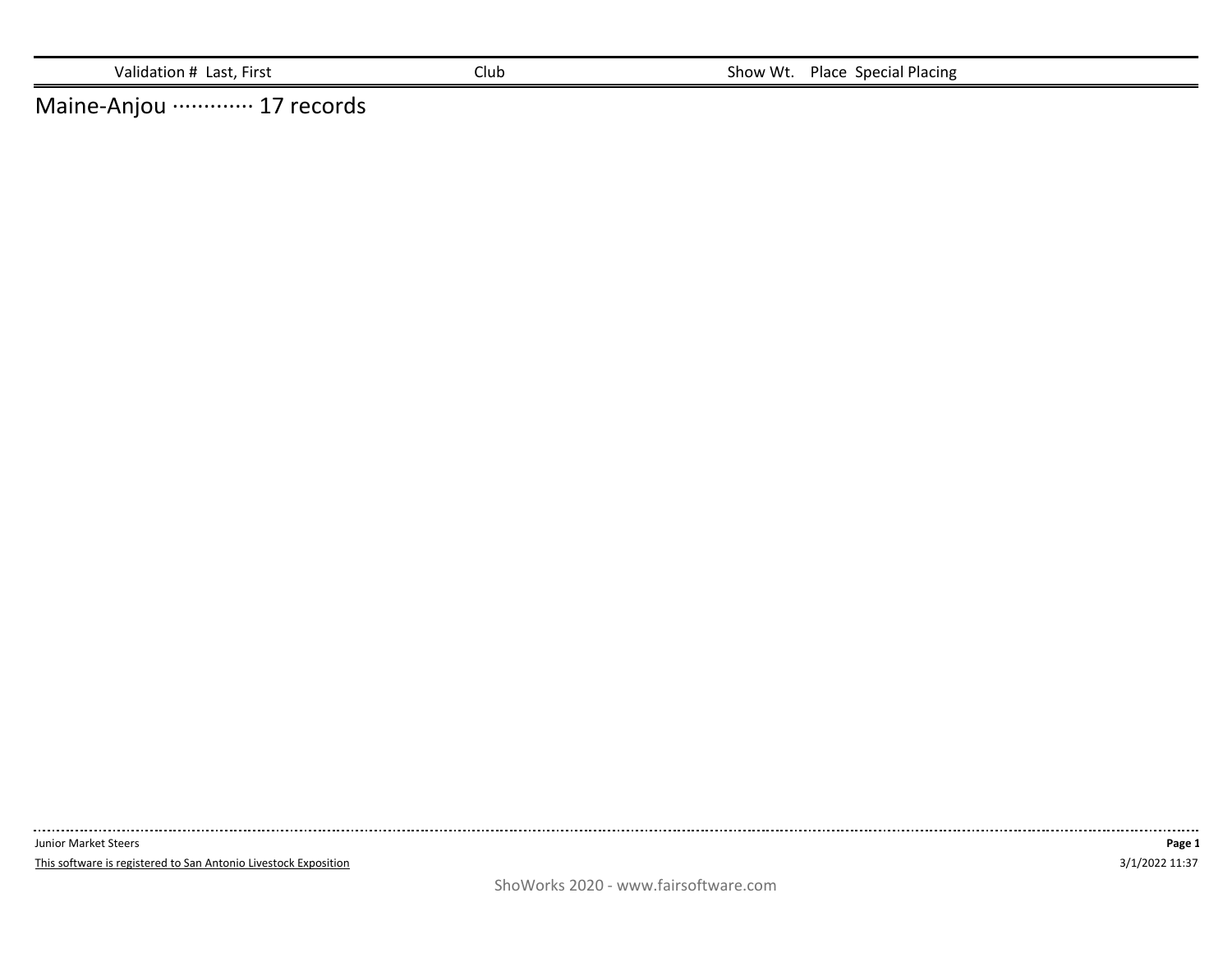| Validation # | Last, First | Club | Show Wt. | Place | Special Placing |
|---|---|---|---|---|---|

## Maine-Anjou ············· 17 records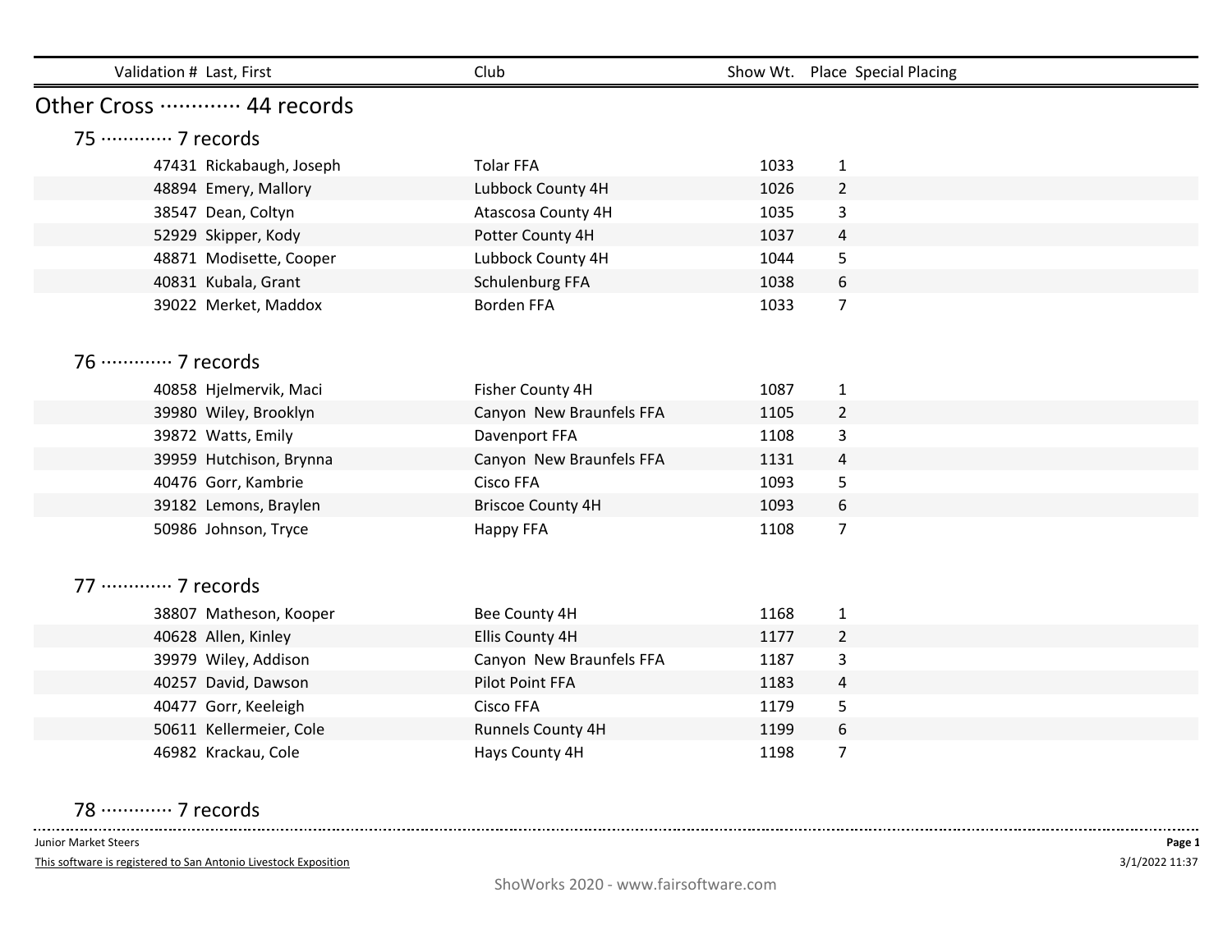| Validation # | Last, First | Club | Show Wt. | Place | Special Placing |
|---|---|---|---|---|---|

## Other Cross ············ 44 records

### 75 ············ 7 records

| Validation # | Last, First | Club | Show Wt. | Place | Special Placing |
|---|---|---|---|---|---|
| 47431 | Rickabaugh, Joseph | Tolar FFA | 1033 | 1 | |
| 48894 | Emery, Mallory | Lubbock County 4H | 1026 | 2 | |
| 38547 | Dean, Coltyn | Atascosa County 4H | 1035 | 3 | |
| 52929 | Skipper, Kody | Potter County 4H | 1037 | 4 | |
| 48871 | Modisette, Cooper | Lubbock County 4H | 1044 | 5 | |
| 40831 | Kubala, Grant | Schulenburg FFA | 1038 | 6 | |
| 39022 | Merket, Maddox | Borden FFA | 1033 | 7 | |

### 76 ············ 7 records

| Validation # | Last, First | Club | Show Wt. | Place | Special Placing |
|---|---|---|---|---|---|
| 40858 | Hjelmervik, Maci | Fisher County 4H | 1087 | 1 | |
| 39980 | Wiley, Brooklyn | Canyon New Braunfels FFA | 1105 | 2 | |
| 39872 | Watts, Emily | Davenport FFA | 1108 | 3 | |
| 39959 | Hutchison, Brynna | Canyon New Braunfels FFA | 1131 | 4 | |
| 40476 | Gorr, Kambrie | Cisco FFA | 1093 | 5 | |
| 39182 | Lemons, Braylen | Briscoe County 4H | 1093 | 6 | |
| 50986 | Johnson, Tryce | Happy FFA | 1108 | 7 | |

### 77 ············ 7 records

| Validation # | Last, First | Club | Show Wt. | Place | Special Placing |
|---|---|---|---|---|---|
| 38807 | Matheson, Kooper | Bee County 4H | 1168 | 1 | |
| 40628 | Allen, Kinley | Ellis County 4H | 1177 | 2 | |
| 39979 | Wiley, Addison | Canyon New Braunfels FFA | 1187 | 3 | |
| 40257 | David, Dawson | Pilot Point FFA | 1183 | 4 | |
| 40477 | Gorr, Keeleigh | Cisco FFA | 1179 | 5 | |
| 50611 | Kellermeier, Cole | Runnels County 4H | 1199 | 6 | |
| 46982 | Krackau, Cole | Hays County 4H | 1198 | 7 | |

### 78 ············ 7 records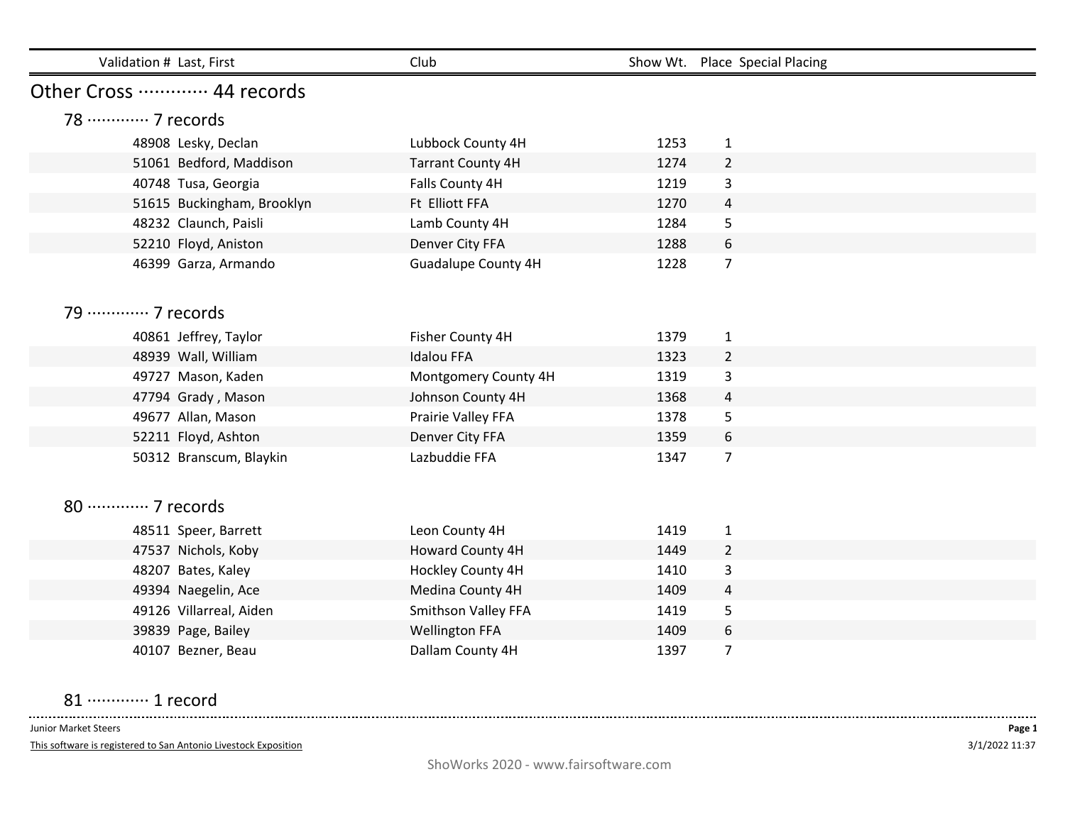| Validation # | Last, First | Club | Show Wt. | Place | Special Placing |
|---|---|---|---|---|---|

## Other Cross ············ 44 records

### 78 ············ 7 records

| Validation # | Last, First | Club | Show Wt. | Place | Special Placing |
|---|---|---|---|---|---|
| 48908 | Lesky, Declan | Lubbock County 4H | 1253 | 1 | |
| 51061 | Bedford, Maddison | Tarrant County 4H | 1274 | 2 | |
| 40748 | Tusa, Georgia | Falls County 4H | 1219 | 3 | |
| 51615 | Buckingham, Brooklyn | Ft Elliott FFA | 1270 | 4 | |
| 48232 | Claunch, Paisli | Lamb County 4H | 1284 | 5 | |
| 52210 | Floyd, Aniston | Denver City FFA | 1288 | 6 | |
| 46399 | Garza, Armando | Guadalupe County 4H | 1228 | 7 | |

### 79 ············ 7 records

| Validation # | Last, First | Club | Show Wt. | Place | Special Placing |
|---|---|---|---|---|---|
| 40861 | Jeffrey, Taylor | Fisher County 4H | 1379 | 1 | |
| 48939 | Wall, William | Idalou FFA | 1323 | 2 | |
| 49727 | Mason, Kaden | Montgomery County 4H | 1319 | 3 | |
| 47794 | Grady , Mason | Johnson County 4H | 1368 | 4 | |
| 49677 | Allan, Mason | Prairie Valley FFA | 1378 | 5 | |
| 52211 | Floyd, Ashton | Denver City FFA | 1359 | 6 | |
| 50312 | Branscum, Blaykin | Lazbuddie FFA | 1347 | 7 | |

### 80 ············ 7 records

| Validation # | Last, First | Club | Show Wt. | Place | Special Placing |
|---|---|---|---|---|---|
| 48511 | Speer, Barrett | Leon County 4H | 1419 | 1 | |
| 47537 | Nichols, Koby | Howard County 4H | 1449 | 2 | |
| 48207 | Bates, Kaley | Hockley County 4H | 1410 | 3 | |
| 49394 | Naegelin, Ace | Medina County 4H | 1409 | 4 | |
| 49126 | Villarreal, Aiden | Smithson Valley FFA | 1419 | 5 | |
| 39839 | Page, Bailey | Wellington FFA | 1409 | 6 | |
| 40107 | Bezner, Beau | Dallam County 4H | 1397 | 7 | |

### 81 ············ 1 record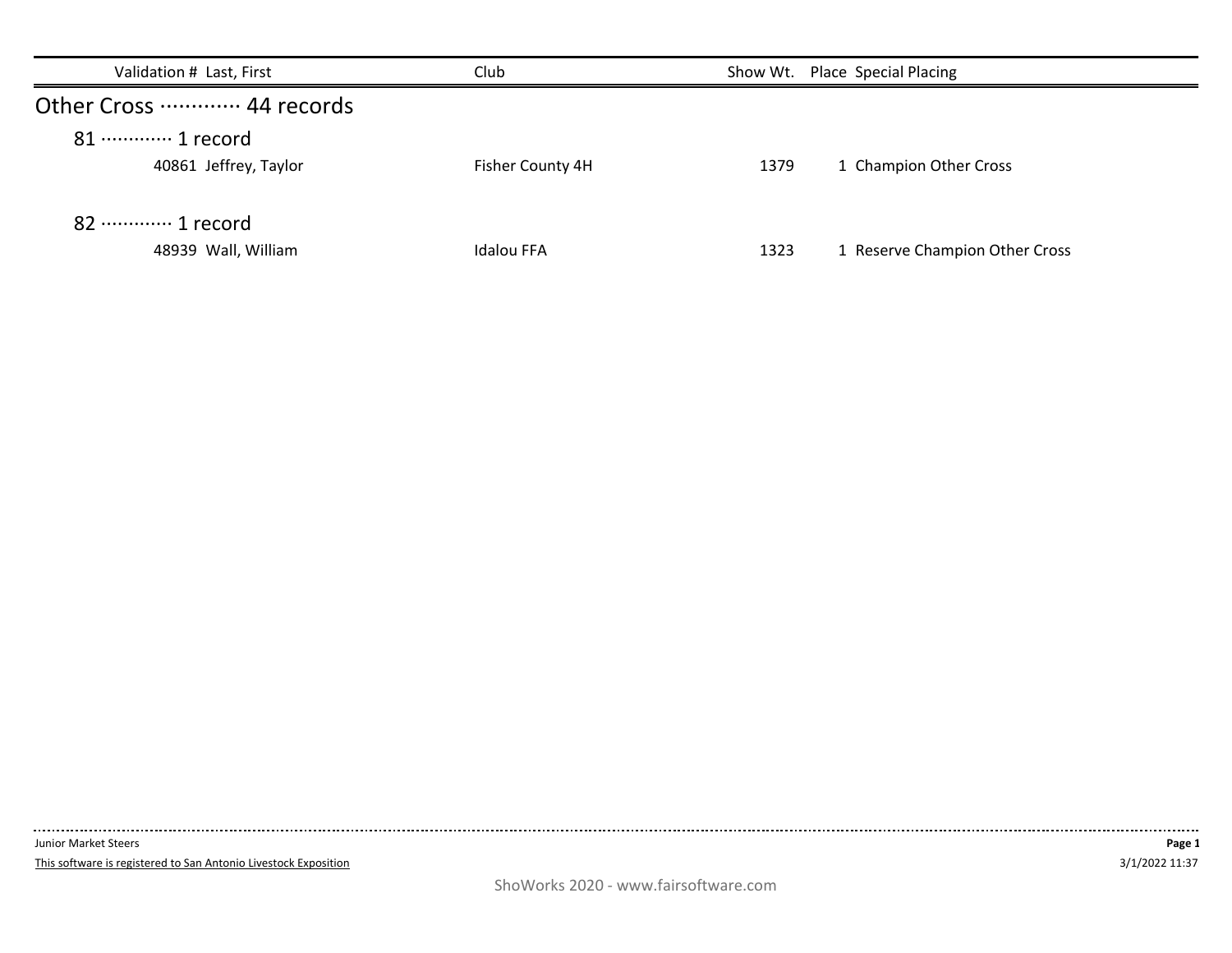| Validation # | Last, First | Club | Show Wt. | Place | Special Placing |
|---|---|---|---|---|---|

## Other Cross ············· 44 records

### 81 ············· 1 record

| Validation # | Last, First | Club | Show Wt. | Place | Special Placing |
|---|---|---|---|---|---|
| 40861 | Jeffrey, Taylor | Fisher County 4H | 1379 | 1 | Champion Other Cross |

### 82 ············· 1 record

| Validation # | Last, First | Club | Show Wt. | Place | Special Placing |
|---|---|---|---|---|---|
| 48939 | Wall, William | Idalou FFA | 1323 | 1 | Reserve Champion Other Cross |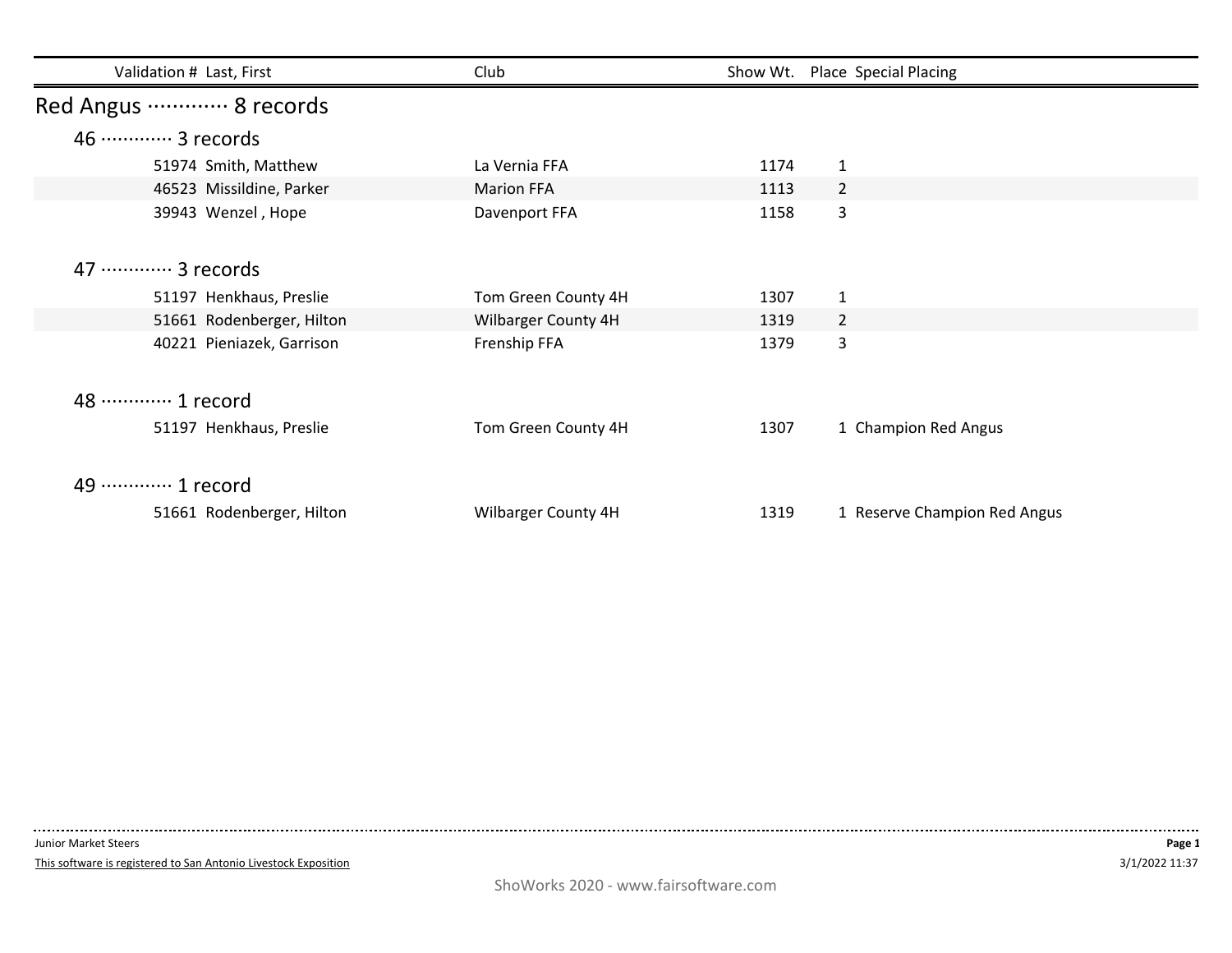| Validation # | Last, First | Club | Show Wt. | Place | Special Placing |
|---|---|---|---|---|---|

## Red Angus ············ 8 records

### 46 ············ 3 records

| Validation # | Last, First | Club | Show Wt. | Place | Special Placing |
|---|---|---|---|---|---|
| 51974 | Smith, Matthew | La Vernia FFA | 1174 | 1 | |
| 46523 | Missildine, Parker | Marion FFA | 1113 | 2 | |
| 39943 | Wenzel , Hope | Davenport FFA | 1158 | 3 | |

### 47 ············ 3 records

| Validation # | Last, First | Club | Show Wt. | Place | Special Placing |
|---|---|---|---|---|---|
| 51197 | Henkhaus, Preslie | Tom Green County 4H | 1307 | 1 | |
| 51661 | Rodenberger, Hilton | Wilbarger County 4H | 1319 | 2 | |
| 40221 | Pieniazek, Garrison | Frenship FFA | 1379 | 3 | |

### 48 ············ 1 record

| Validation # | Last, First | Club | Show Wt. | Place | Special Placing |
|---|---|---|---|---|---|
| 51197 | Henkhaus, Preslie | Tom Green County 4H | 1307 | 1 | Champion Red Angus |

### 49 ············ 1 record

| Validation # | Last, First | Club | Show Wt. | Place | Special Placing |
|---|---|---|---|---|---|
| 51661 | Rodenberger, Hilton | Wilbarger County 4H | 1319 | 1 | Reserve Champion Red Angus |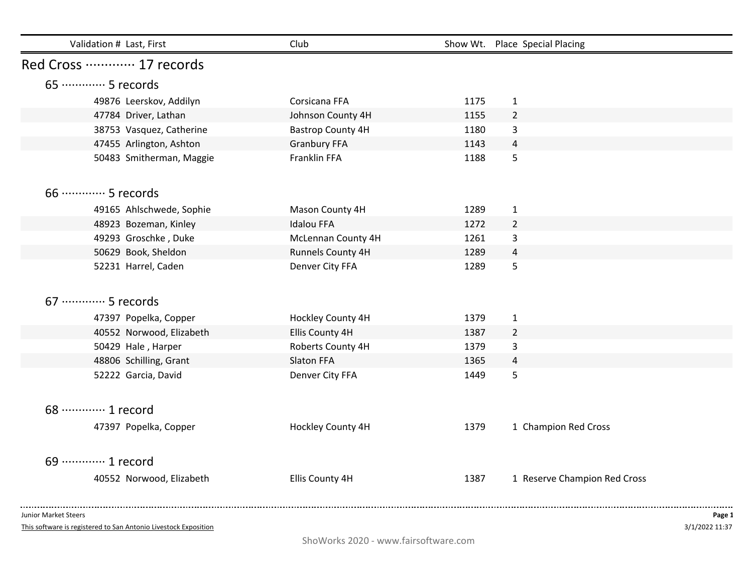| Validation # | Last, First | Club | Show Wt. | Place | Special Placing |
|---|---|---|---|---|---|

## Red Cross ············· 17 records

### 65 ············· 5 records

| Validation # | Last, First | Club | Show Wt. | Place | Special Placing |
|---|---|---|---|---|---|
| 49876 | Leerskov, Addilyn | Corsicana FFA | 1175 | 1 | |
| 47784 | Driver, Lathan | Johnson County 4H | 1155 | 2 | |
| 38753 | Vasquez, Catherine | Bastrop County 4H | 1180 | 3 | |
| 47455 | Arlington, Ashton | Granbury FFA | 1143 | 4 | |
| 50483 | Smitherman, Maggie | Franklin FFA | 1188 | 5 | |

### 66 ············· 5 records

| Validation # | Last, First | Club | Show Wt. | Place | Special Placing |
|---|---|---|---|---|---|
| 49165 | Ahlschwede, Sophie | Mason County 4H | 1289 | 1 | |
| 48923 | Bozeman, Kinley | Idalou FFA | 1272 | 2 | |
| 49293 | Groschke , Duke | McLennan County 4H | 1261 | 3 | |
| 50629 | Book, Sheldon | Runnels County 4H | 1289 | 4 | |
| 52231 | Harrel, Caden | Denver City FFA | 1289 | 5 | |

### 67 ············· 5 records

| Validation # | Last, First | Club | Show Wt. | Place | Special Placing |
|---|---|---|---|---|---|
| 47397 | Popelka, Copper | Hockley County 4H | 1379 | 1 | |
| 40552 | Norwood, Elizabeth | Ellis County 4H | 1387 | 2 | |
| 50429 | Hale , Harper | Roberts County 4H | 1379 | 3 | |
| 48806 | Schilling, Grant | Slaton FFA | 1365 | 4 | |
| 52222 | Garcia, David | Denver City FFA | 1449 | 5 | |

### 68 ············· 1 record

| Validation # | Last, First | Club | Show Wt. | Place | Special Placing |
|---|---|---|---|---|---|
| 47397 | Popelka, Copper | Hockley County 4H | 1379 | 1 | Champion Red Cross |

### 69 ············· 1 record

| Validation # | Last, First | Club | Show Wt. | Place | Special Placing |
|---|---|---|---|---|---|
| 40552 | Norwood, Elizabeth | Ellis County 4H | 1387 | 1 | Reserve Champion Red Cross |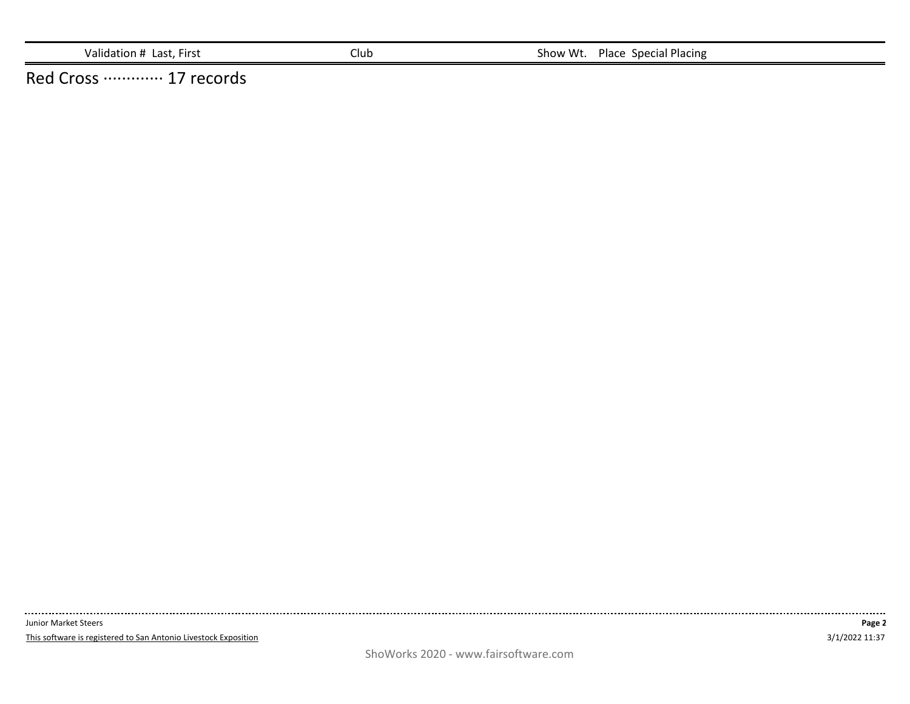| Validation # Last, First | Club | Show Wt. | Place | Special Placing |
|---|---|---|---|---|

Red Cross ············ 17 records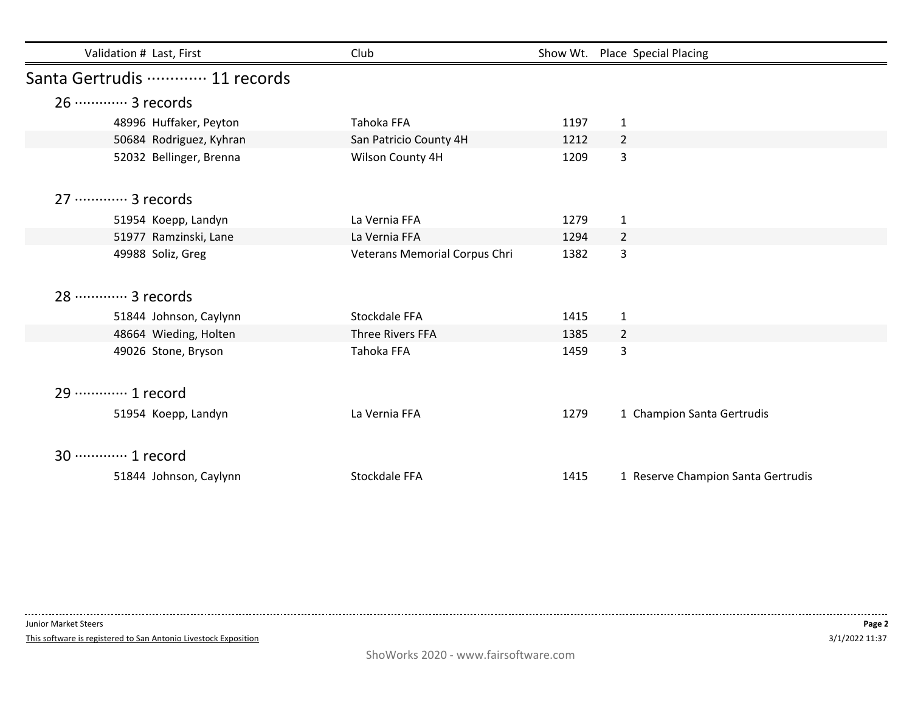| Validation # | Last, First | Club | Show Wt. | Place | Special Placing |
|---|---|---|---|---|---|

## Santa Gertrudis ············· 11 records

### 26 ············· 3 records

| Validation # | Last, First | Club | Show Wt. | Place | Special Placing |
|---|---|---|---|---|---|
| 48996 | Huffaker, Peyton | Tahoka FFA | 1197 | 1 | |
| 50684 | Rodriguez, Kyhran | San Patricio County 4H | 1212 | 2 | |
| 52032 | Bellinger, Brenna | Wilson County 4H | 1209 | 3 | |

### 27 ············· 3 records

| Validation # | Last, First | Club | Show Wt. | Place | Special Placing |
|---|---|---|---|---|---|
| 51954 | Koepp, Landyn | La Vernia FFA | 1279 | 1 | |
| 51977 | Ramzinski, Lane | La Vernia FFA | 1294 | 2 | |
| 49988 | Soliz, Greg | Veterans Memorial Corpus Chri | 1382 | 3 | |

### 28 ············· 3 records

| Validation # | Last, First | Club | Show Wt. | Place | Special Placing |
|---|---|---|---|---|---|
| 51844 | Johnson, Caylynn | Stockdale FFA | 1415 | 1 | |
| 48664 | Wieding, Holten | Three Rivers FFA | 1385 | 2 | |
| 49026 | Stone, Bryson | Tahoka FFA | 1459 | 3 | |

### 29 ············· 1 record

| Validation # | Last, First | Club | Show Wt. | Place | Special Placing |
|---|---|---|---|---|---|
| 51954 | Koepp, Landyn | La Vernia FFA | 1279 | 1 | Champion Santa Gertrudis |

### 30 ············· 1 record

| Validation # | Last, First | Club | Show Wt. | Place | Special Placing |
|---|---|---|---|---|---|
| 51844 | Johnson, Caylynn | Stockdale FFA | 1415 | 1 | Reserve Champion Santa Gertrudis |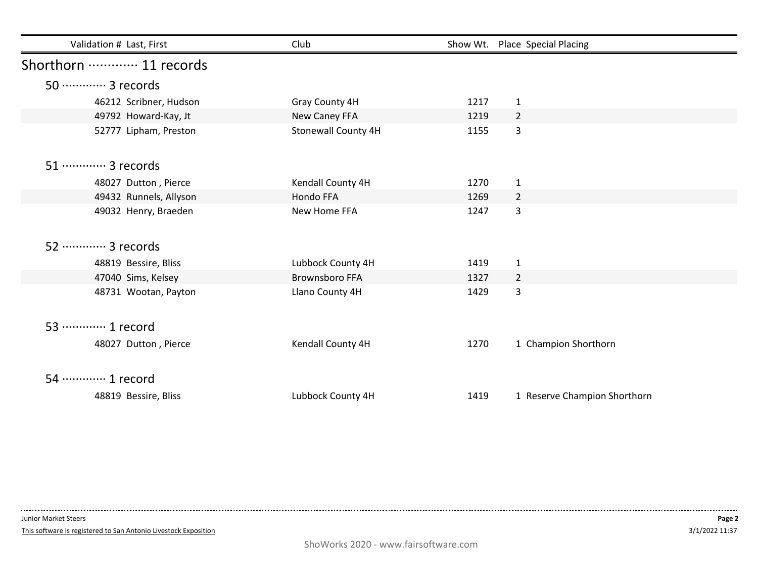| Validation # | Last, First | Club | Show Wt. | Place | Special Placing |
|---|---|---|---|---|---|

## Shorthorn ············· 11 records

### 50 ············· 3 records

| Validation # | Last, First | Club | Show Wt. | Place | Special Placing |
|---|---|---|---|---|---|
| 46212 | Scribner, Hudson | Gray County 4H | 1217 | 1 | |
| 49792 | Howard-Kay, Jt | New Caney FFA | 1219 | 2 | |
| 52777 | Lipham, Preston | Stonewall County 4H | 1155 | 3 | |

### 51 ············· 3 records

| Validation # | Last, First | Club | Show Wt. | Place | Special Placing |
|---|---|---|---|---|---|
| 48027 | Dutton , Pierce | Kendall County 4H | 1270 | 1 | |
| 49432 | Runnels, Allyson | Hondo FFA | 1269 | 2 | |
| 49032 | Henry, Braeden | New Home FFA | 1247 | 3 | |

### 52 ············· 3 records

| Validation # | Last, First | Club | Show Wt. | Place | Special Placing |
|---|---|---|---|---|---|
| 48819 | Bessire, Bliss | Lubbock County 4H | 1419 | 1 | |
| 47040 | Sims, Kelsey | Brownsboro FFA | 1327 | 2 | |
| 48731 | Wootan, Payton | Llano County 4H | 1429 | 3 | |

### 53 ············· 1 record

| Validation # | Last, First | Club | Show Wt. | Place | Special Placing |
|---|---|---|---|---|---|
| 48027 | Dutton , Pierce | Kendall County 4H | 1270 | 1 | Champion Shorthorn |

### 54 ············· 1 record

| Validation # | Last, First | Club | Show Wt. | Place | Special Placing |
|---|---|---|---|---|---|
| 48819 | Bessire, Bliss | Lubbock County 4H | 1419 | 1 | Reserve Champion Shorthorn |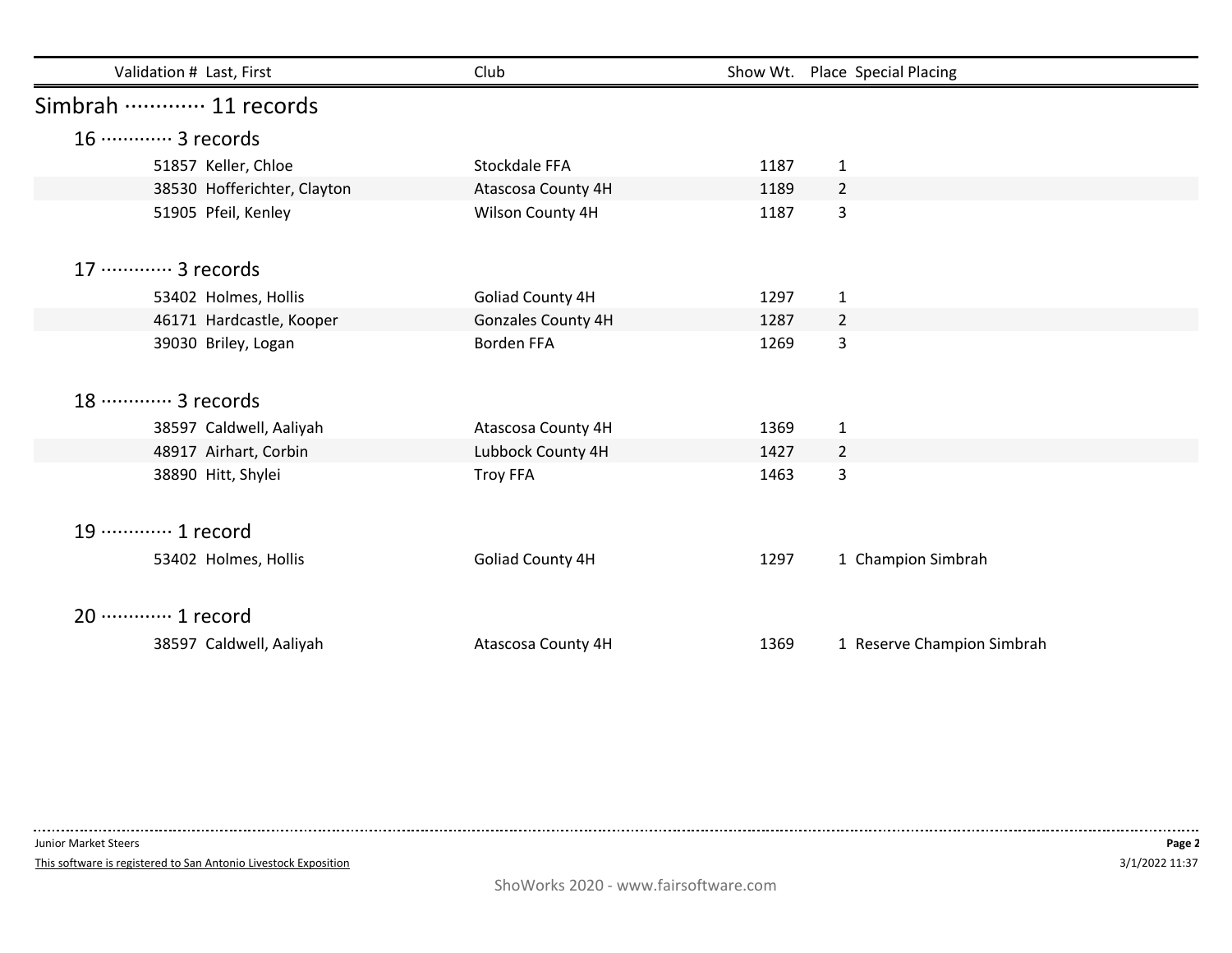| Validation # | Last, First | Club | Show Wt. | Place | Special Placing |
|---|---|---|---|---|---|

## Simbrah ············ 11 records

### 16 ············ 3 records

| Validation # | Last, First | Club | Show Wt. | Place | Special Placing |
|---|---|---|---|---|---|
| 51857 | Keller, Chloe | Stockdale FFA | 1187 | 1 | |
| 38530 | Hofferichter, Clayton | Atascosa County 4H | 1189 | 2 | |
| 51905 | Pfeil, Kenley | Wilson County 4H | 1187 | 3 | |

### 17 ············ 3 records

| Validation # | Last, First | Club | Show Wt. | Place | Special Placing |
|---|---|---|---|---|---|
| 53402 | Holmes, Hollis | Goliad County 4H | 1297 | 1 | |
| 46171 | Hardcastle, Kooper | Gonzales County 4H | 1287 | 2 | |
| 39030 | Briley, Logan | Borden FFA | 1269 | 3 | |

### 18 ············ 3 records

| Validation # | Last, First | Club | Show Wt. | Place | Special Placing |
|---|---|---|---|---|---|
| 38597 | Caldwell, Aaliyah | Atascosa County 4H | 1369 | 1 | |
| 48917 | Airhart, Corbin | Lubbock County 4H | 1427 | 2 | |
| 38890 | Hitt, Shylei | Troy FFA | 1463 | 3 | |

### 19 ············ 1 record

| Validation # | Last, First | Club | Show Wt. | Place | Special Placing |
|---|---|---|---|---|---|
| 53402 | Holmes, Hollis | Goliad County 4H | 1297 | 1 | Champion Simbrah |

### 20 ············ 1 record

| Validation # | Last, First | Club | Show Wt. | Place | Special Placing |
|---|---|---|---|---|---|
| 38597 | Caldwell, Aaliyah | Atascosa County 4H | 1369 | 1 | Reserve Champion Simbrah |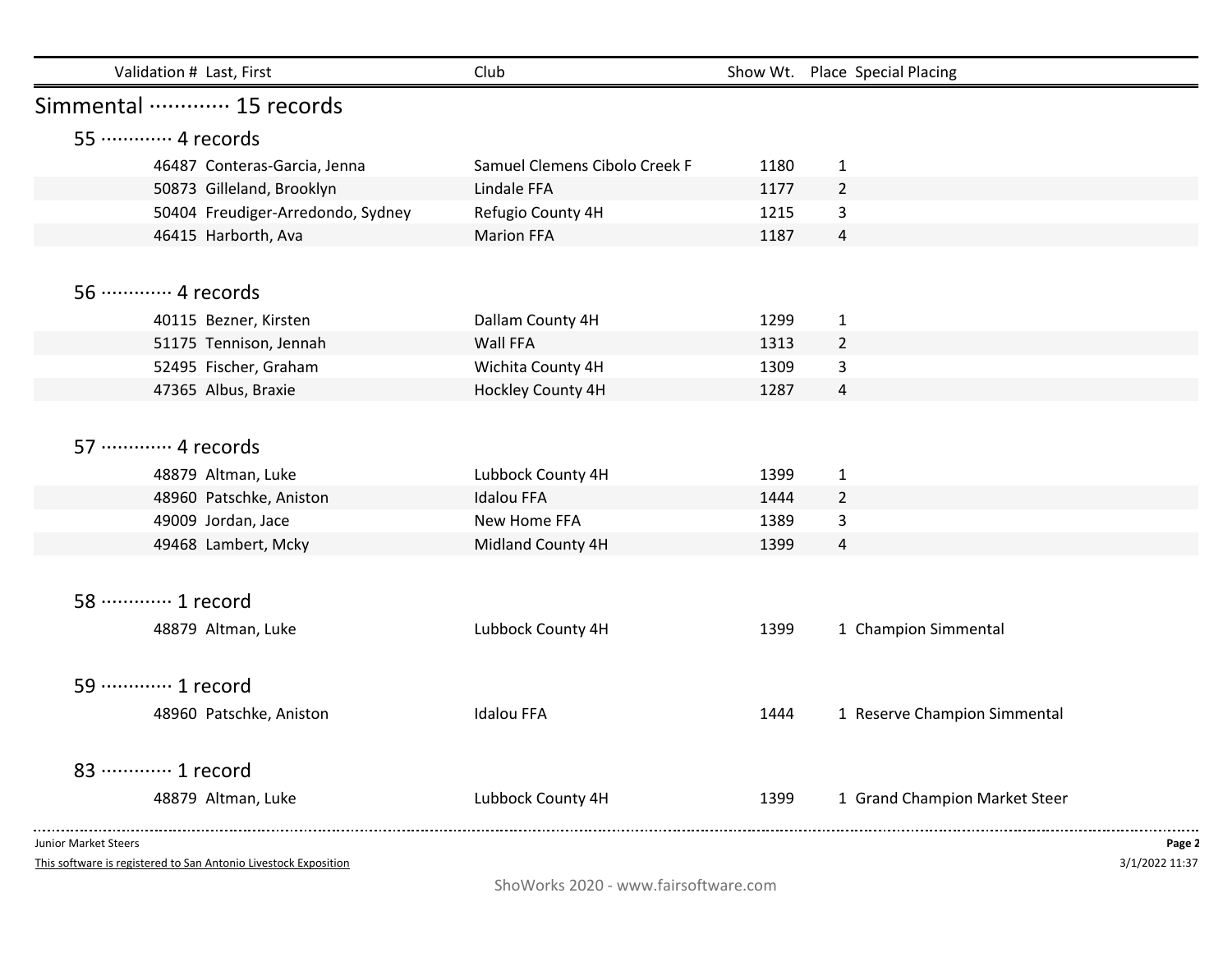| Validation # | Last, First | Club | Show Wt. | Place | Special Placing |
|---|---|---|---|---|---|

## Simmental ············· 15 records

### 55 ············· 4 records

| Validation # | Last, First | Club | Show Wt. | Place | Special Placing |
|---|---|---|---|---|---|
| 46487 | Conteras-Garcia, Jenna | Samuel Clemens Cibolo Creek F | 1180 | 1 | |
| 50873 | Gilleland, Brooklyn | Lindale FFA | 1177 | 2 | |
| 50404 | Freudiger-Arredondo, Sydney | Refugio County 4H | 1215 | 3 | |
| 46415 | Harborth, Ava | Marion FFA | 1187 | 4 | |

### 56 ············· 4 records

| Validation # | Last, First | Club | Show Wt. | Place | Special Placing |
|---|---|---|---|---|---|
| 40115 | Bezner, Kirsten | Dallam County 4H | 1299 | 1 | |
| 51175 | Tennison, Jennah | Wall FFA | 1313 | 2 | |
| 52495 | Fischer, Graham | Wichita County 4H | 1309 | 3 | |
| 47365 | Albus, Braxie | Hockley County 4H | 1287 | 4 | |

### 57 ············· 4 records

| Validation # | Last, First | Club | Show Wt. | Place | Special Placing |
|---|---|---|---|---|---|
| 48879 | Altman, Luke | Lubbock County 4H | 1399 | 1 | |
| 48960 | Patschke, Aniston | Idalou FFA | 1444 | 2 | |
| 49009 | Jordan, Jace | New Home FFA | 1389 | 3 | |
| 49468 | Lambert, Mcky | Midland County 4H | 1399 | 4 | |

### 58 ············· 1 record

| Validation # | Last, First | Club | Show Wt. | Place | Special Placing |
|---|---|---|---|---|---|
| 48879 | Altman, Luke | Lubbock County 4H | 1399 | 1 | Champion Simmental |

### 59 ············· 1 record

| Validation # | Last, First | Club | Show Wt. | Place | Special Placing |
|---|---|---|---|---|---|
| 48960 | Patschke, Aniston | Idalou FFA | 1444 | 1 | Reserve Champion Simmental |

### 83 ············· 1 record

| Validation # | Last, First | Club | Show Wt. | Place | Special Placing |
|---|---|---|---|---|---|
| 48879 | Altman, Luke | Lubbock County 4H | 1399 | 1 | Grand Champion Market Steer |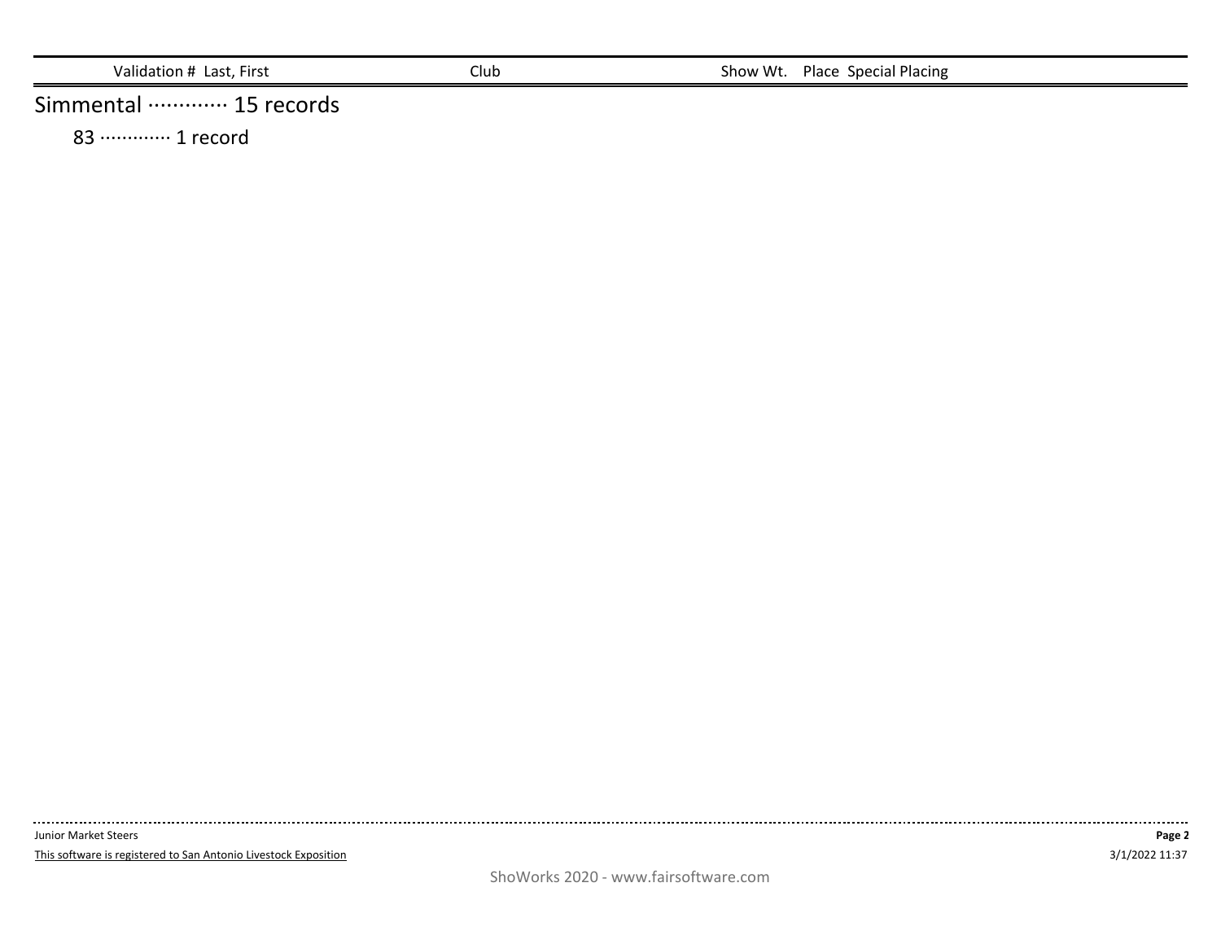| Validation # Last, First | Club | Show Wt. | Place | Special Placing |
| --- | --- | --- | --- | --- |

## Simmental ············· 15 records

### 83 ············· 1 record